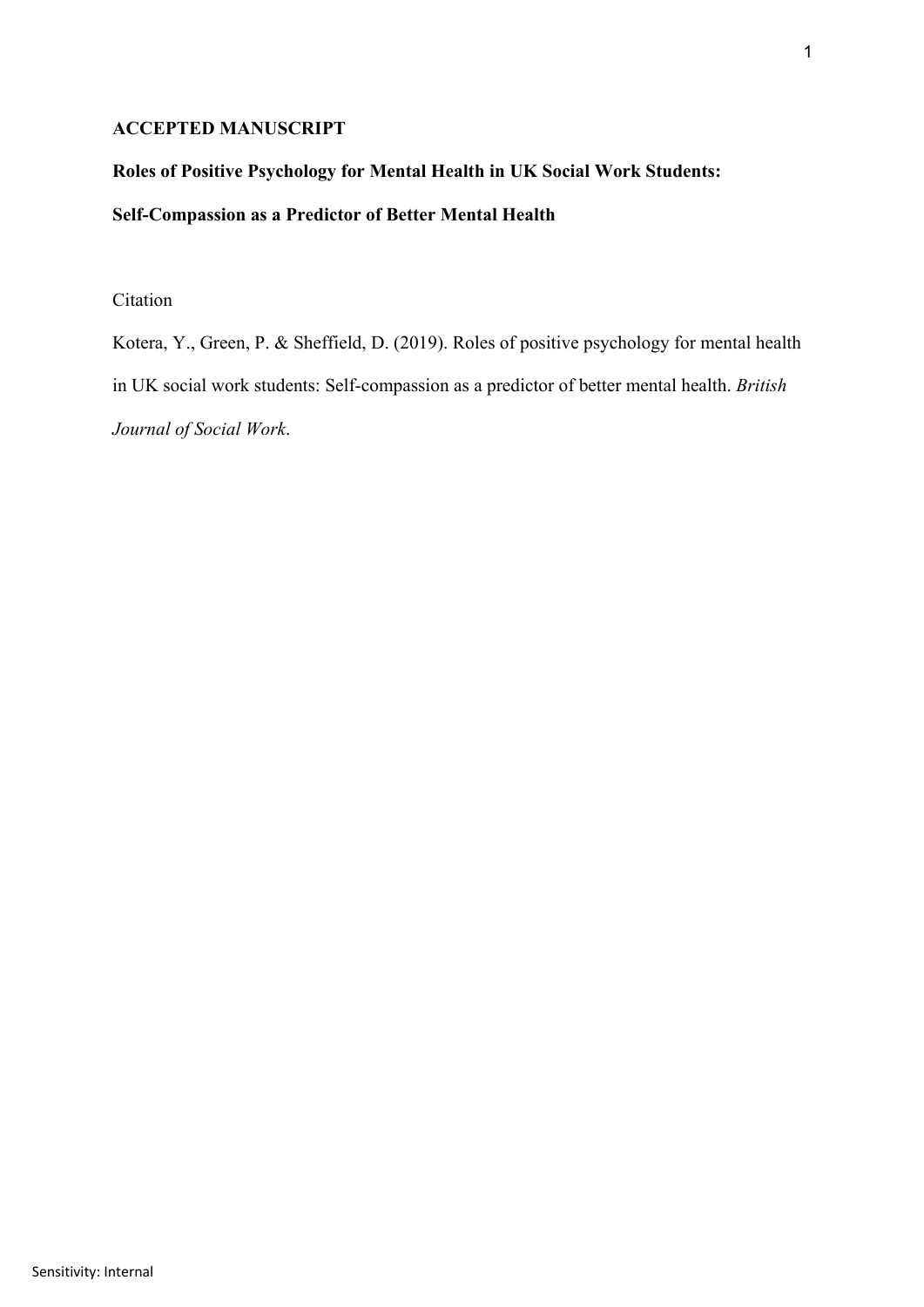**ACCEPTED MANUSCRIPT**

# Roles of Positive Psychology for Mental Health in UK Social Work Students: Self-Compassion as a Predictor of Better Mental Health

Citation

Kotera, Y., Green, P. & Sheffield, D. (2019). Roles of positive psychology for mental health in UK social work students: Self-compassion as a predictor of better mental health. *British Journal of Social Work*.

Sensitivity: Internal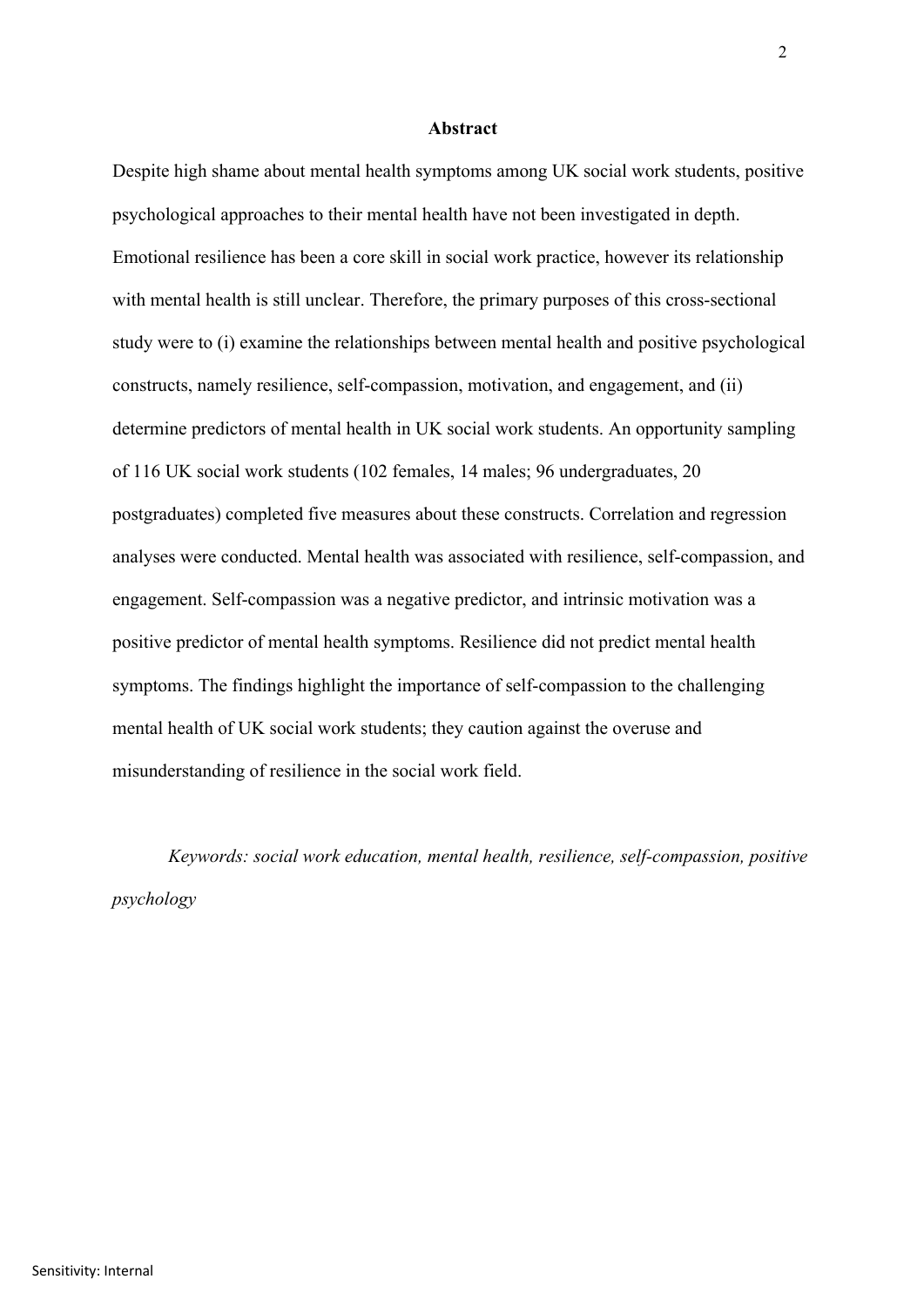## Abstract

Despite high shame about mental health symptoms among UK social work students, positive psychological approaches to their mental health have not been investigated in depth. Emotional resilience has been a core skill in social work practice, however its relationship with mental health is still unclear. Therefore, the primary purposes of this cross-sectional study were to (i) examine the relationships between mental health and positive psychological constructs, namely resilience, self-compassion, motivation, and engagement, and (ii) determine predictors of mental health in UK social work students. An opportunity sampling of 116 UK social work students (102 females, 14 males; 96 undergraduates, 20 postgraduates) completed five measures about these constructs. Correlation and regression analyses were conducted. Mental health was associated with resilience, self-compassion, and engagement. Self-compassion was a negative predictor, and intrinsic motivation was a positive predictor of mental health symptoms. Resilience did not predict mental health symptoms. The findings highlight the importance of self-compassion to the challenging mental health of UK social work students; they caution against the overuse and misunderstanding of resilience in the social work field.

*Keywords: social work education, mental health, resilience, self-compassion, positive psychology*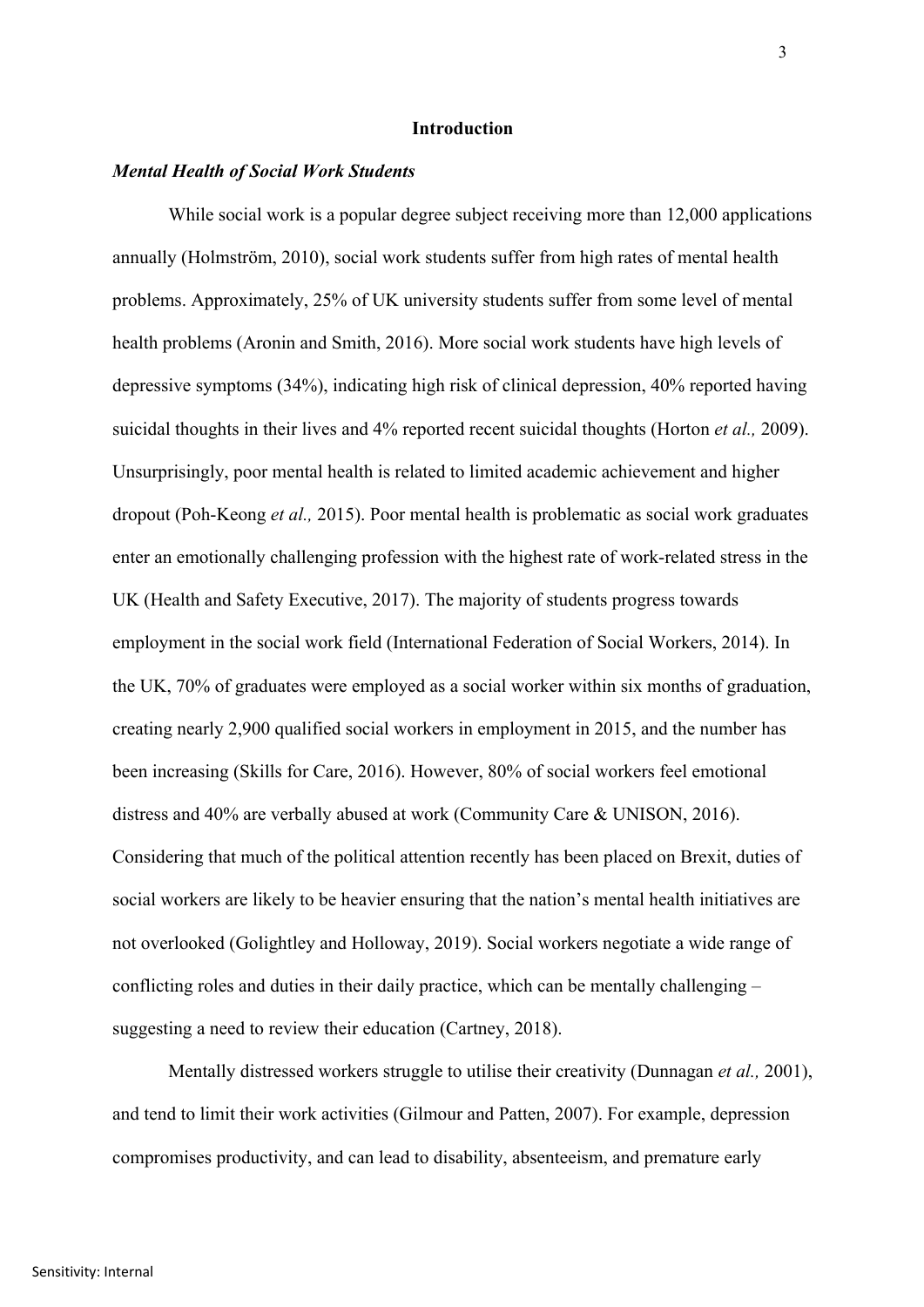## Introduction

### *Mental Health of Social Work Students*

While social work is a popular degree subject receiving more than 12,000 applications annually (Holmström, 2010), social work students suffer from high rates of mental health problems. Approximately, 25% of UK university students suffer from some level of mental health problems (Aronin and Smith, 2016). More social work students have high levels of depressive symptoms (34%), indicating high risk of clinical depression, 40% reported having suicidal thoughts in their lives and 4% reported recent suicidal thoughts (Horton *et al.,* 2009). Unsurprisingly, poor mental health is related to limited academic achievement and higher dropout (Poh-Keong *et al.,* 2015). Poor mental health is problematic as social work graduates enter an emotionally challenging profession with the highest rate of work-related stress in the UK (Health and Safety Executive, 2017). The majority of students progress towards employment in the social work field (International Federation of Social Workers, 2014). In the UK, 70% of graduates were employed as a social worker within six months of graduation, creating nearly 2,900 qualified social workers in employment in 2015, and the number has been increasing (Skills for Care, 2016). However, 80% of social workers feel emotional distress and 40% are verbally abused at work (Community Care & UNISON, 2016). Considering that much of the political attention recently has been placed on Brexit, duties of social workers are likely to be heavier ensuring that the nation's mental health initiatives are not overlooked (Golightley and Holloway, 2019). Social workers negotiate a wide range of conflicting roles and duties in their daily practice, which can be mentally challenging – suggesting a need to review their education (Cartney, 2018).

Mentally distressed workers struggle to utilise their creativity (Dunnagan *et al.,* 2001), and tend to limit their work activities (Gilmour and Patten, 2007). For example, depression compromises productivity, and can lead to disability, absenteeism, and premature early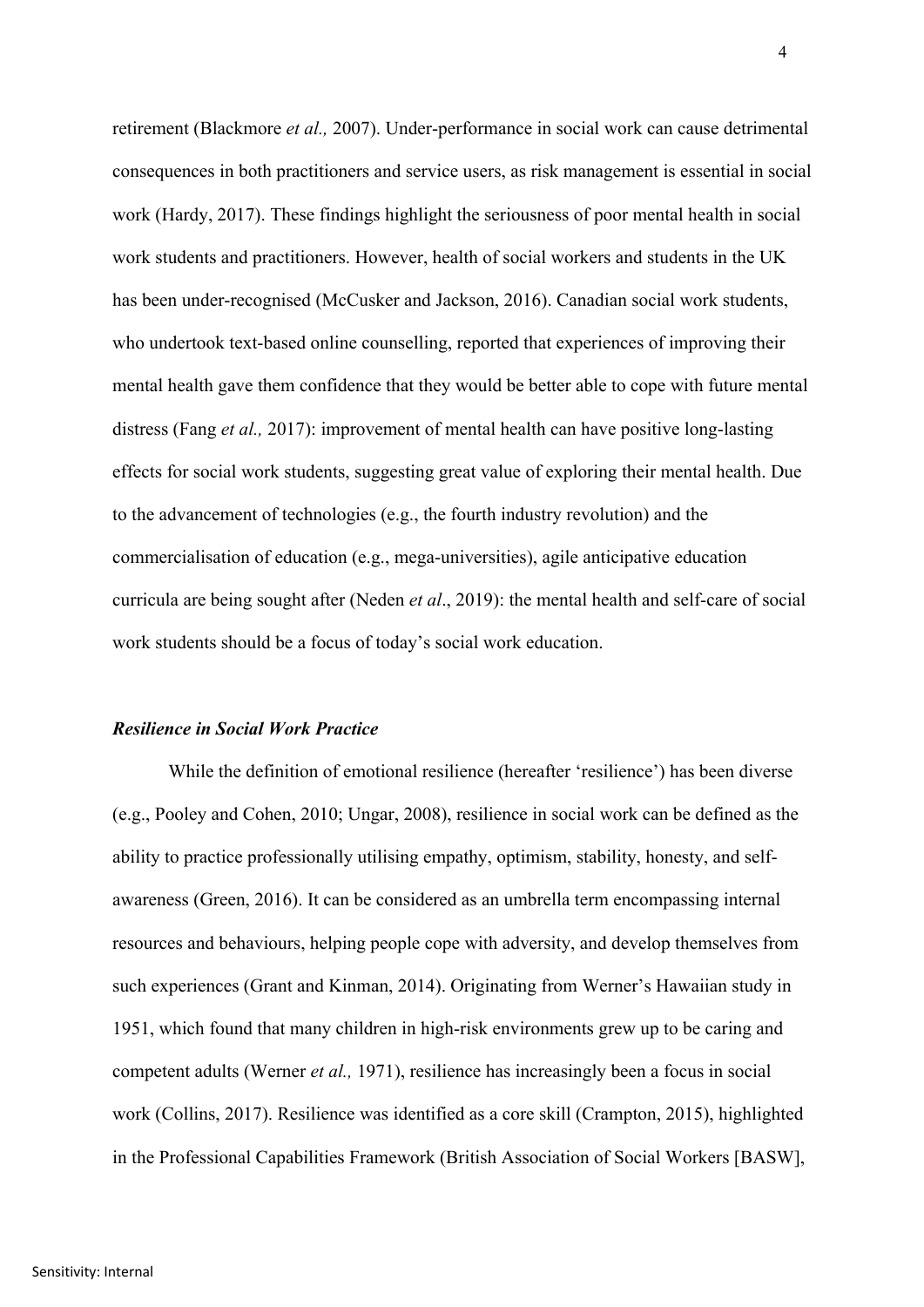retirement (Blackmore *et al.,* 2007). Under-performance in social work can cause detrimental consequences in both practitioners and service users, as risk management is essential in social work (Hardy, 2017). These findings highlight the seriousness of poor mental health in social work students and practitioners. However, health of social workers and students in the UK has been under-recognised (McCusker and Jackson, 2016). Canadian social work students, who undertook text-based online counselling, reported that experiences of improving their mental health gave them confidence that they would be better able to cope with future mental distress (Fang *et al.,* 2017): improvement of mental health can have positive long-lasting effects for social work students, suggesting great value of exploring their mental health. Due to the advancement of technologies (e.g., the fourth industry revolution) and the commercialisation of education (e.g., mega-universities), agile anticipative education curricula are being sought after (Neden *et al*., 2019): the mental health and self-care of social work students should be a focus of today's social work education.

### *Resilience in Social Work Practice*

While the definition of emotional resilience (hereafter 'resilience') has been diverse (e.g., Pooley and Cohen, 2010; Ungar, 2008), resilience in social work can be defined as the ability to practice professionally utilising empathy, optimism, stability, honesty, and self-awareness (Green, 2016). It can be considered as an umbrella term encompassing internal resources and behaviours, helping people cope with adversity, and develop themselves from such experiences (Grant and Kinman, 2014). Originating from Werner's Hawaiian study in 1951, which found that many children in high-risk environments grew up to be caring and competent adults (Werner *et al.,* 1971), resilience has increasingly been a focus in social work (Collins, 2017). Resilience was identified as a core skill (Crampton, 2015), highlighted in the Professional Capabilities Framework (British Association of Social Workers [BASW],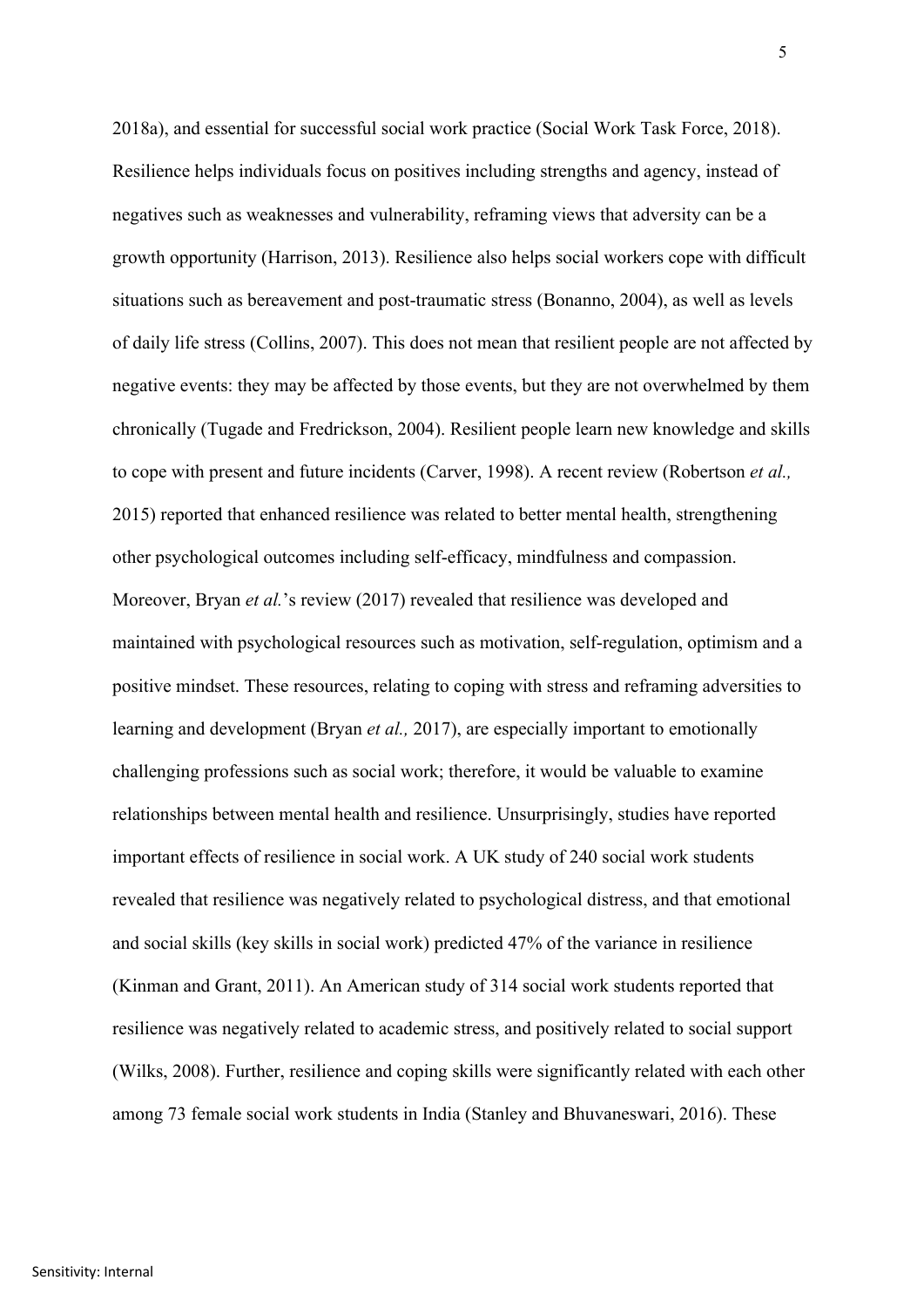2018a), and essential for successful social work practice (Social Work Task Force, 2018). Resilience helps individuals focus on positives including strengths and agency, instead of negatives such as weaknesses and vulnerability, reframing views that adversity can be a growth opportunity (Harrison, 2013). Resilience also helps social workers cope with difficult situations such as bereavement and post-traumatic stress (Bonanno, 2004), as well as levels of daily life stress (Collins, 2007). This does not mean that resilient people are not affected by negative events: they may be affected by those events, but they are not overwhelmed by them chronically (Tugade and Fredrickson, 2004). Resilient people learn new knowledge and skills to cope with present and future incidents (Carver, 1998). A recent review (Robertson *et al.,* 2015) reported that enhanced resilience was related to better mental health, strengthening other psychological outcomes including self-efficacy, mindfulness and compassion. Moreover, Bryan *et al.*'s review (2017) revealed that resilience was developed and maintained with psychological resources such as motivation, self-regulation, optimism and a positive mindset. These resources, relating to coping with stress and reframing adversities to learning and development (Bryan *et al.,* 2017), are especially important to emotionally challenging professions such as social work; therefore, it would be valuable to examine relationships between mental health and resilience. Unsurprisingly, studies have reported important effects of resilience in social work. A UK study of 240 social work students revealed that resilience was negatively related to psychological distress, and that emotional and social skills (key skills in social work) predicted 47% of the variance in resilience (Kinman and Grant, 2011). An American study of 314 social work students reported that resilience was negatively related to academic stress, and positively related to social support (Wilks, 2008). Further, resilience and coping skills were significantly related with each other among 73 female social work students in India (Stanley and Bhuvaneswari, 2016). These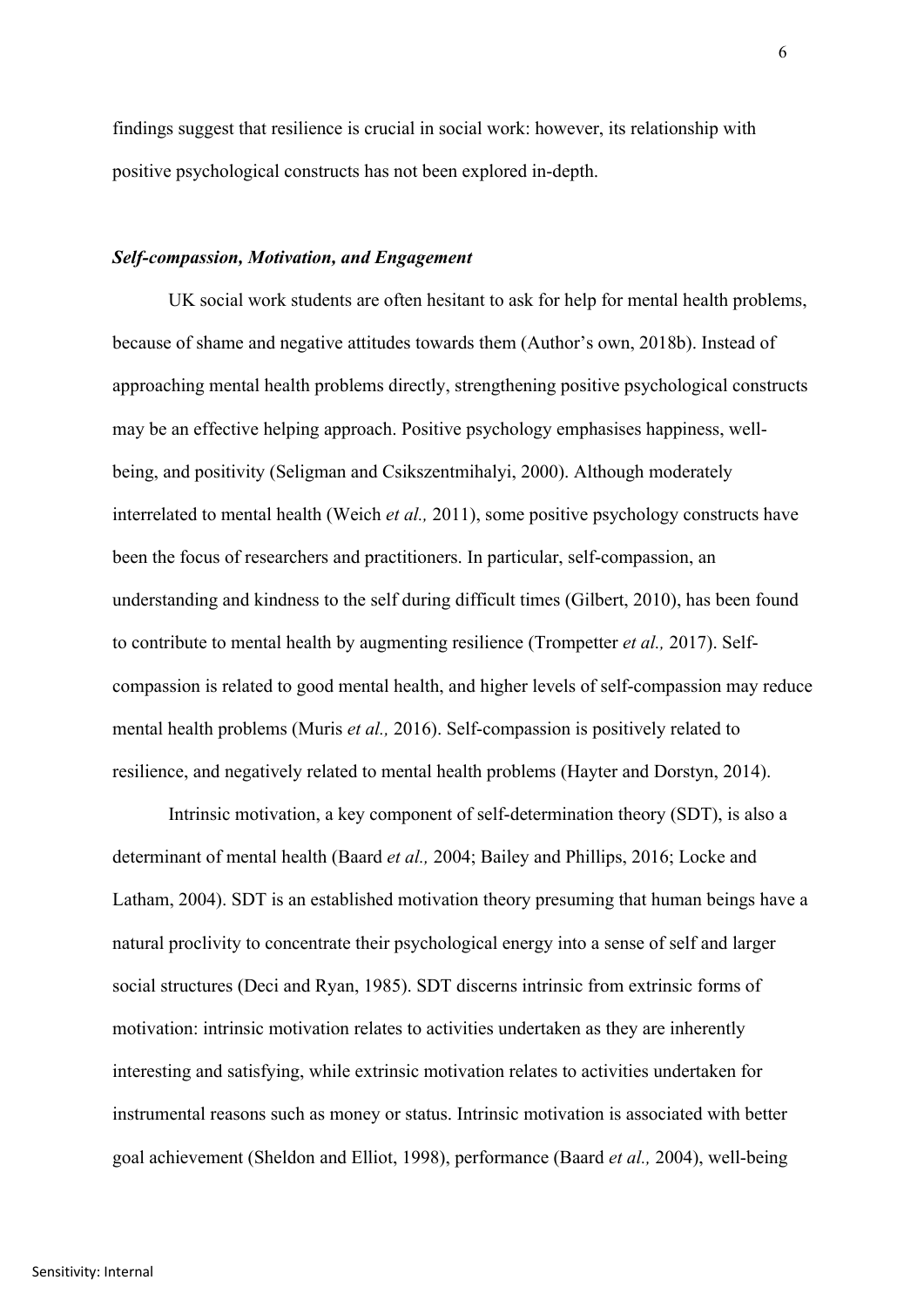findings suggest that resilience is crucial in social work: however, its relationship with positive psychological constructs has not been explored in-depth.

### *Self-compassion, Motivation, and Engagement*

UK social work students are often hesitant to ask for help for mental health problems, because of shame and negative attitudes towards them (Author's own, 2018b). Instead of approaching mental health problems directly, strengthening positive psychological constructs may be an effective helping approach. Positive psychology emphasises happiness, well-being, and positivity (Seligman and Csikszentmihalyi, 2000). Although moderately interrelated to mental health (Weich *et al.,* 2011), some positive psychology constructs have been the focus of researchers and practitioners. In particular, self-compassion, an understanding and kindness to the self during difficult times (Gilbert, 2010), has been found to contribute to mental health by augmenting resilience (Trompetter *et al.,* 2017). Self-compassion is related to good mental health, and higher levels of self-compassion may reduce mental health problems (Muris *et al.,* 2016). Self-compassion is positively related to resilience, and negatively related to mental health problems (Hayter and Dorstyn, 2014).

Intrinsic motivation, a key component of self-determination theory (SDT), is also a determinant of mental health (Baard *et al.,* 2004; Bailey and Phillips, 2016; Locke and Latham, 2004). SDT is an established motivation theory presuming that human beings have a natural proclivity to concentrate their psychological energy into a sense of self and larger social structures (Deci and Ryan, 1985). SDT discerns intrinsic from extrinsic forms of motivation: intrinsic motivation relates to activities undertaken as they are inherently interesting and satisfying, while extrinsic motivation relates to activities undertaken for instrumental reasons such as money or status. Intrinsic motivation is associated with better goal achievement (Sheldon and Elliot, 1998), performance (Baard *et al.,* 2004), well-being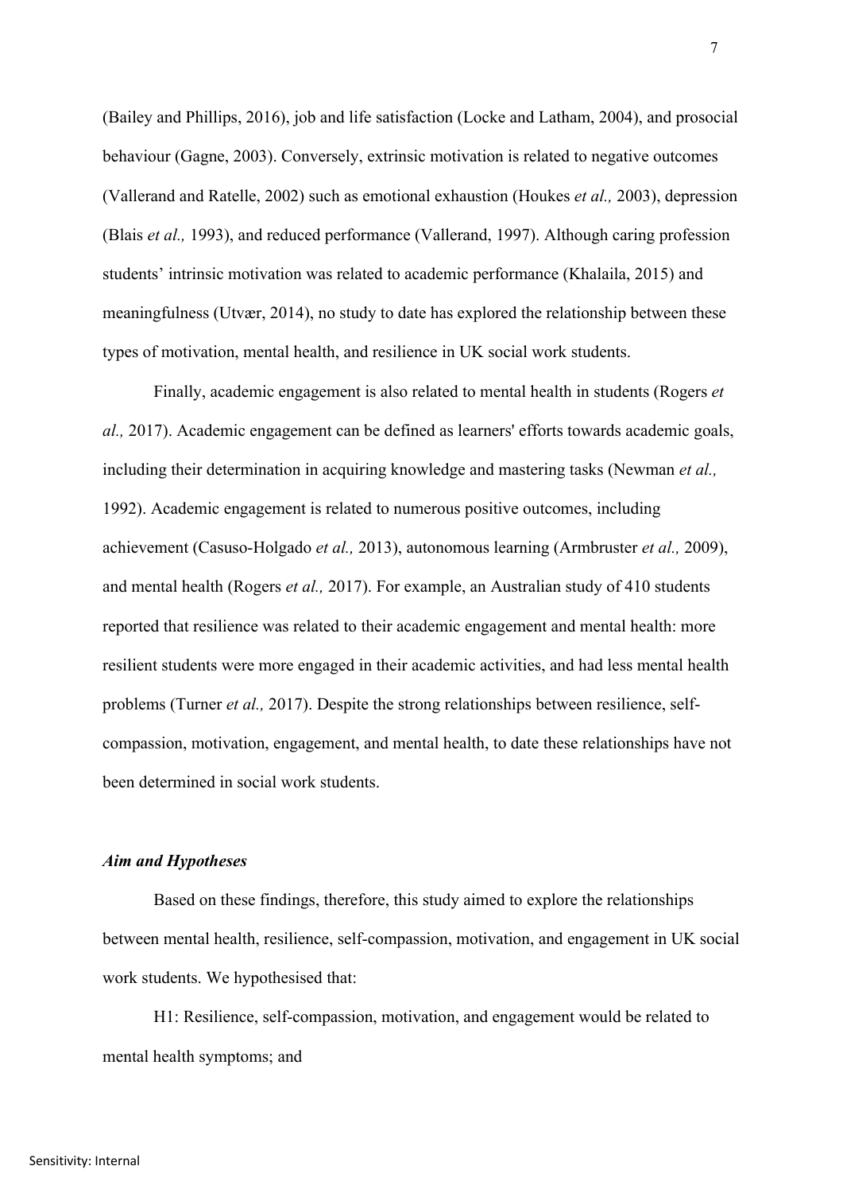(Bailey and Phillips, 2016), job and life satisfaction (Locke and Latham, 2004), and prosocial behaviour (Gagne, 2003). Conversely, extrinsic motivation is related to negative outcomes (Vallerand and Ratelle, 2002) such as emotional exhaustion (Houkes *et al.,* 2003), depression (Blais *et al.,* 1993), and reduced performance (Vallerand, 1997). Although caring profession students' intrinsic motivation was related to academic performance (Khalaila, 2015) and meaningfulness (Utvær, 2014), no study to date has explored the relationship between these types of motivation, mental health, and resilience in UK social work students.

Finally, academic engagement is also related to mental health in students (Rogers *et al.,* 2017). Academic engagement can be defined as learners' efforts towards academic goals, including their determination in acquiring knowledge and mastering tasks (Newman *et al.,* 1992). Academic engagement is related to numerous positive outcomes, including achievement (Casuso-Holgado *et al.,* 2013), autonomous learning (Armbruster *et al.,* 2009), and mental health (Rogers *et al.,* 2017). For example, an Australian study of 410 students reported that resilience was related to their academic engagement and mental health: more resilient students were more engaged in their academic activities, and had less mental health problems (Turner *et al.,* 2017). Despite the strong relationships between resilience, self-compassion, motivation, engagement, and mental health, to date these relationships have not been determined in social work students.

### *Aim and Hypotheses*

Based on these findings, therefore, this study aimed to explore the relationships between mental health, resilience, self-compassion, motivation, and engagement in UK social work students. We hypothesised that:

H1: Resilience, self-compassion, motivation, and engagement would be related to mental health symptoms; and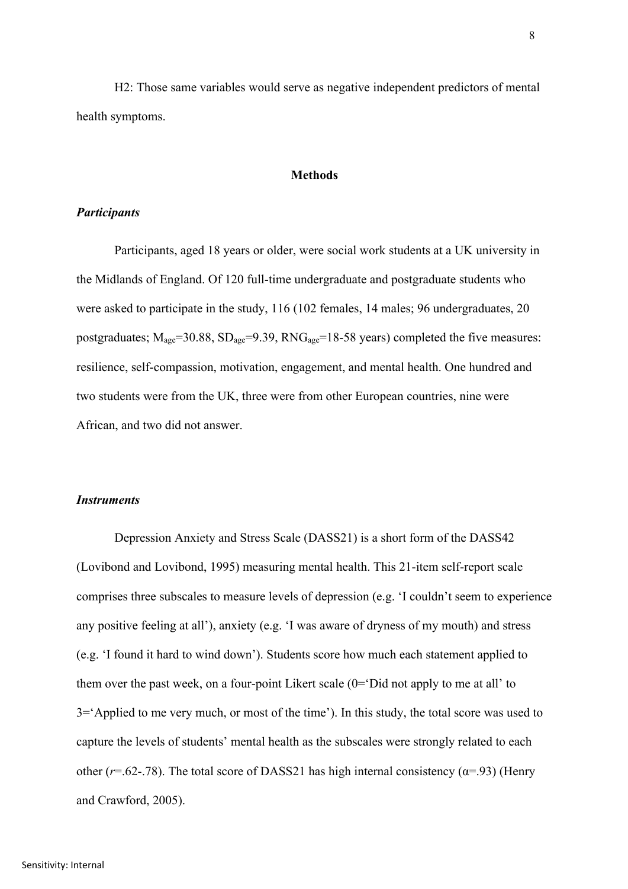H2: Those same variables would serve as negative independent predictors of mental health symptoms.

## Methods

### *Participants*

Participants, aged 18 years or older, were social work students at a UK university in the Midlands of England. Of 120 full-time undergraduate and postgraduate students who were asked to participate in the study, 116 (102 females, 14 males; 96 undergraduates, 20 postgraduates; $M_{age}$=30.88, $SD_{age}$=9.39, $RNG_{age}$=18-58 years) completed the five measures: resilience, self-compassion, motivation, engagement, and mental health. One hundred and two students were from the UK, three were from other European countries, nine were African, and two did not answer.

### *Instruments*

Depression Anxiety and Stress Scale (DASS21) is a short form of the DASS42 (Lovibond and Lovibond, 1995) measuring mental health. This 21-item self-report scale comprises three subscales to measure levels of depression (e.g. 'I couldn't seem to experience any positive feeling at all'), anxiety (e.g. 'I was aware of dryness of my mouth) and stress (e.g. 'I found it hard to wind down'). Students score how much each statement applied to them over the past week, on a four-point Likert scale (0='Did not apply to me at all' to 3='Applied to me very much, or most of the time'). In this study, the total score was used to capture the levels of students' mental health as the subscales were strongly related to each other ($r$=.62-.78). The total score of DASS21 has high internal consistency ($\alpha$=.93) (Henry and Crawford, 2005).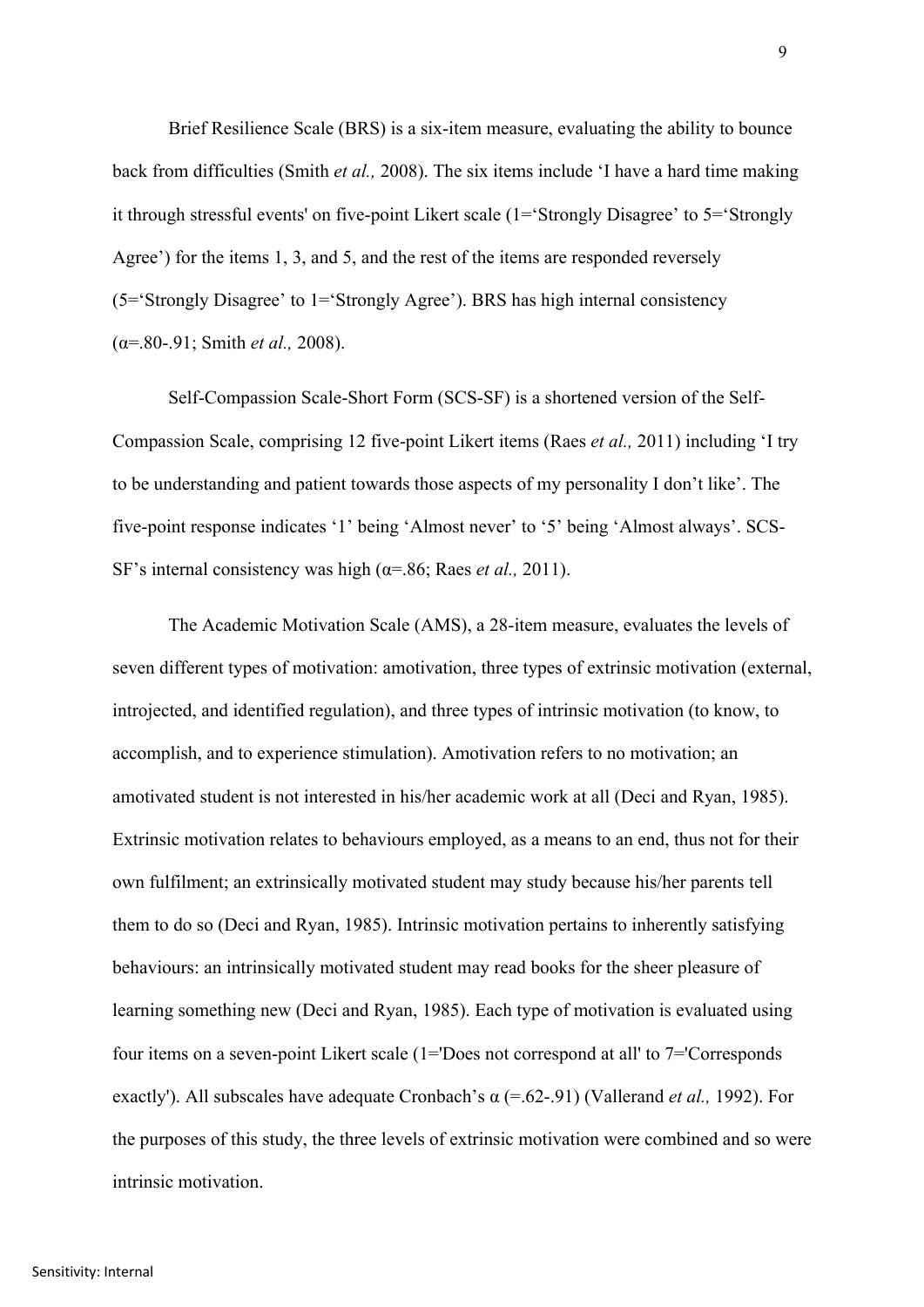Brief Resilience Scale (BRS) is a six-item measure, evaluating the ability to bounce back from difficulties (Smith *et al.,* 2008). The six items include 'I have a hard time making it through stressful events' on five-point Likert scale (1='Strongly Disagree' to 5='Strongly Agree') for the items 1, 3, and 5, and the rest of the items are responded reversely (5='Strongly Disagree' to 1='Strongly Agree'). BRS has high internal consistency (α=.80-.91; Smith *et al.,* 2008).

Self-Compassion Scale-Short Form (SCS-SF) is a shortened version of the Self-Compassion Scale, comprising 12 five-point Likert items (Raes *et al.,* 2011) including 'I try to be understanding and patient towards those aspects of my personality I don't like'. The five-point response indicates '1' being 'Almost never' to '5' being 'Almost always'. SCS-SF's internal consistency was high (α=.86; Raes *et al.,* 2011).

The Academic Motivation Scale (AMS), a 28-item measure, evaluates the levels of seven different types of motivation: amotivation, three types of extrinsic motivation (external, introjected, and identified regulation), and three types of intrinsic motivation (to know, to accomplish, and to experience stimulation). Amotivation refers to no motivation; an amotivated student is not interested in his/her academic work at all (Deci and Ryan, 1985). Extrinsic motivation relates to behaviours employed, as a means to an end, thus not for their own fulfilment; an extrinsically motivated student may study because his/her parents tell them to do so (Deci and Ryan, 1985). Intrinsic motivation pertains to inherently satisfying behaviours: an intrinsically motivated student may read books for the sheer pleasure of learning something new (Deci and Ryan, 1985). Each type of motivation is evaluated using four items on a seven-point Likert scale (1='Does not correspond at all' to 7='Corresponds exactly'). All subscales have adequate Cronbach's α (=.62-.91) (Vallerand *et al.,* 1992). For the purposes of this study, the three levels of extrinsic motivation were combined and so were intrinsic motivation.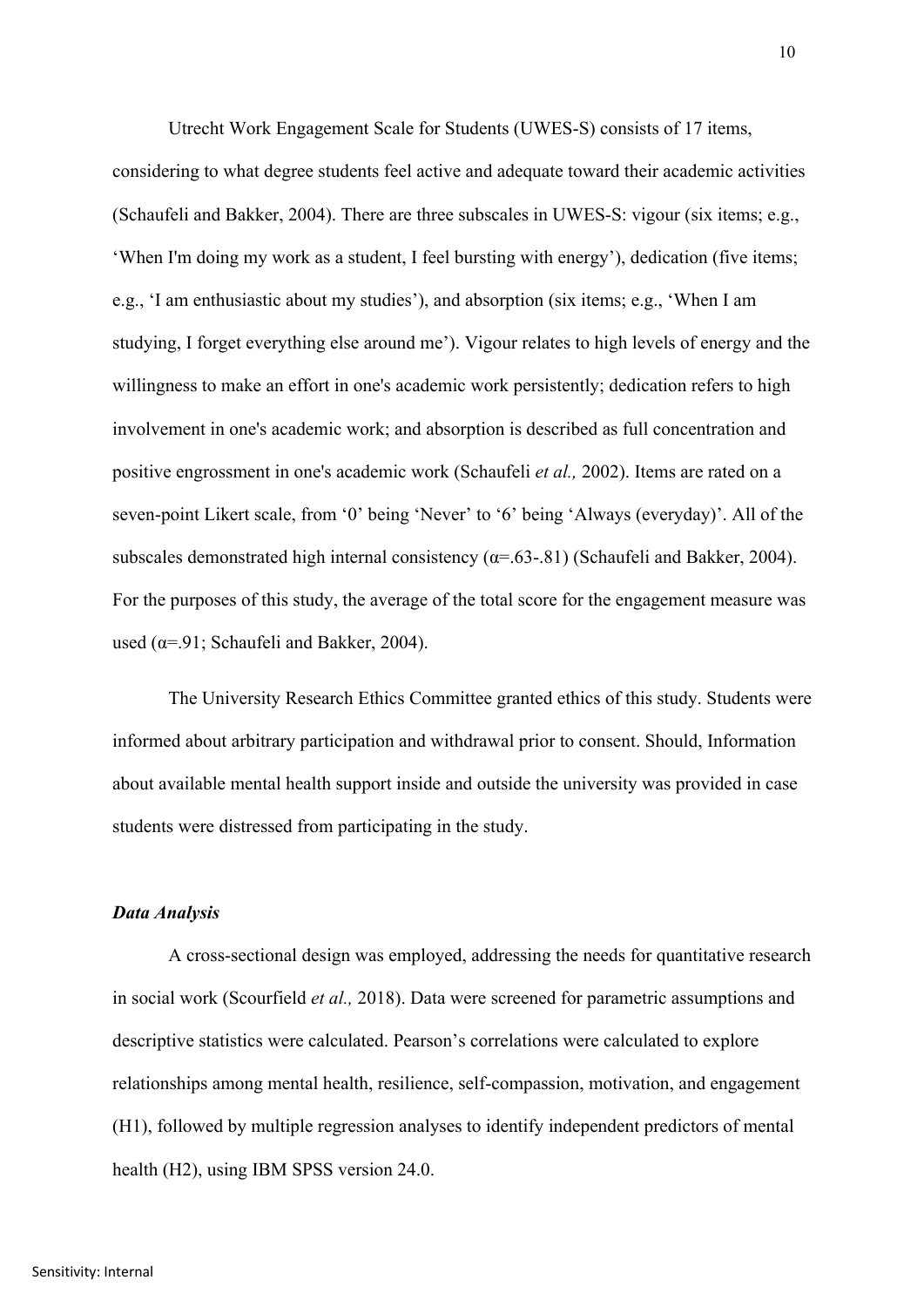Utrecht Work Engagement Scale for Students (UWES-S) consists of 17 items, considering to what degree students feel active and adequate toward their academic activities (Schaufeli and Bakker, 2004). There are three subscales in UWES-S: vigour (six items; e.g., 'When I'm doing my work as a student, I feel bursting with energy'), dedication (five items; e.g., 'I am enthusiastic about my studies'), and absorption (six items; e.g., 'When I am studying, I forget everything else around me'). Vigour relates to high levels of energy and the willingness to make an effort in one's academic work persistently; dedication refers to high involvement in one's academic work; and absorption is described as full concentration and positive engrossment in one's academic work (Schaufeli *et al.,* 2002). Items are rated on a seven-point Likert scale, from '0' being 'Never' to '6' being 'Always (everyday)'. All of the subscales demonstrated high internal consistency ($\alpha$=.63-.81) (Schaufeli and Bakker, 2004). For the purposes of this study, the average of the total score for the engagement measure was used ($\alpha$=.91; Schaufeli and Bakker, 2004).

The University Research Ethics Committee granted ethics of this study. Students were informed about arbitrary participation and withdrawal prior to consent. Should, Information about available mental health support inside and outside the university was provided in case students were distressed from participating in the study.

### *Data Analysis*

A cross-sectional design was employed, addressing the needs for quantitative research in social work (Scourfield *et al.,* 2018). Data were screened for parametric assumptions and descriptive statistics were calculated. Pearson's correlations were calculated to explore relationships among mental health, resilience, self-compassion, motivation, and engagement (H1), followed by multiple regression analyses to identify independent predictors of mental health (H2), using IBM SPSS version 24.0.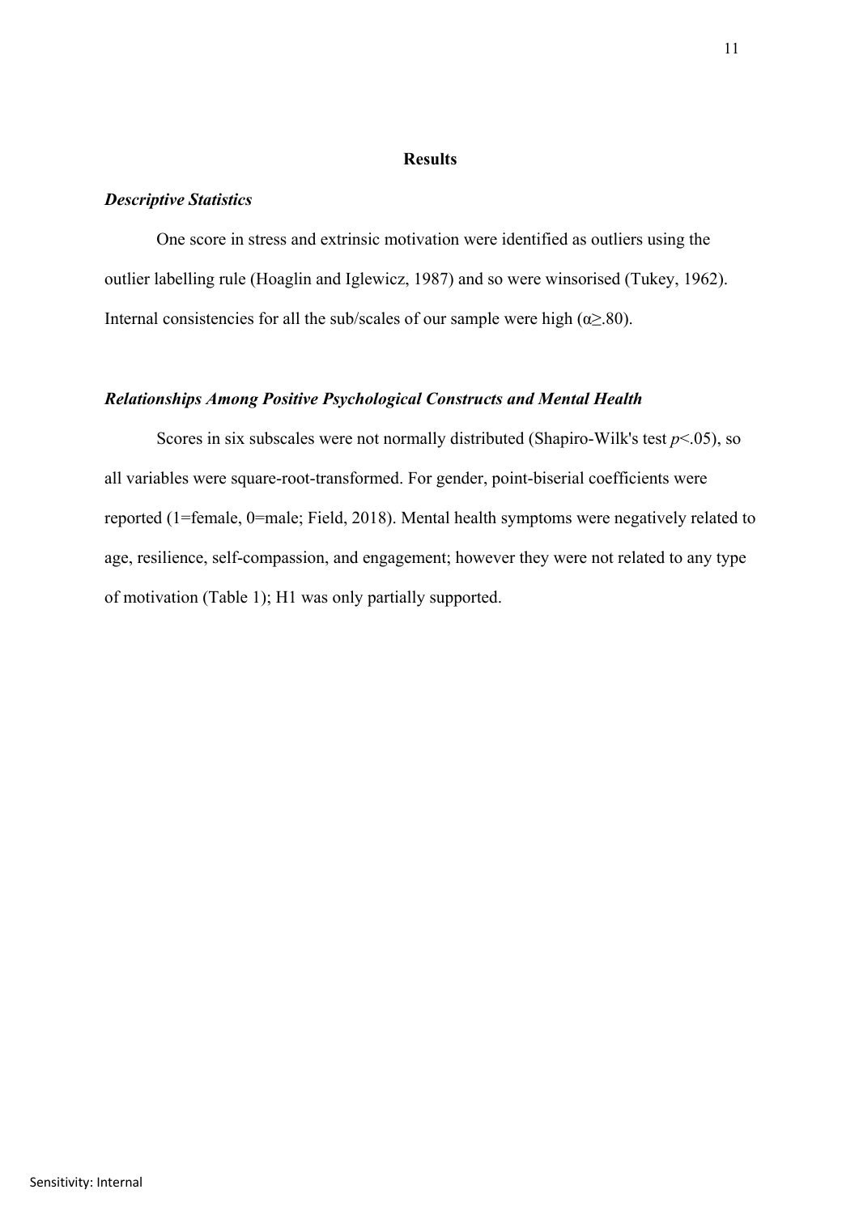## Results

### *Descriptive Statistics*

One score in stress and extrinsic motivation were identified as outliers using the outlier labelling rule (Hoaglin and Iglewicz, 1987) and so were winsorised (Tukey, 1962). Internal consistencies for all the sub/scales of our sample were high ($\alpha \geq .80$).

### *Relationships Among Positive Psychological Constructs and Mental Health*

Scores in six subscales were not normally distributed (Shapiro-Wilk's test $p < .05$), so all variables were square-root-transformed. For gender, point-biserial coefficients were reported (1=female, 0=male; Field, 2018). Mental health symptoms were negatively related to age, resilience, self-compassion, and engagement; however they were not related to any type of motivation (Table 1); H1 was only partially supported.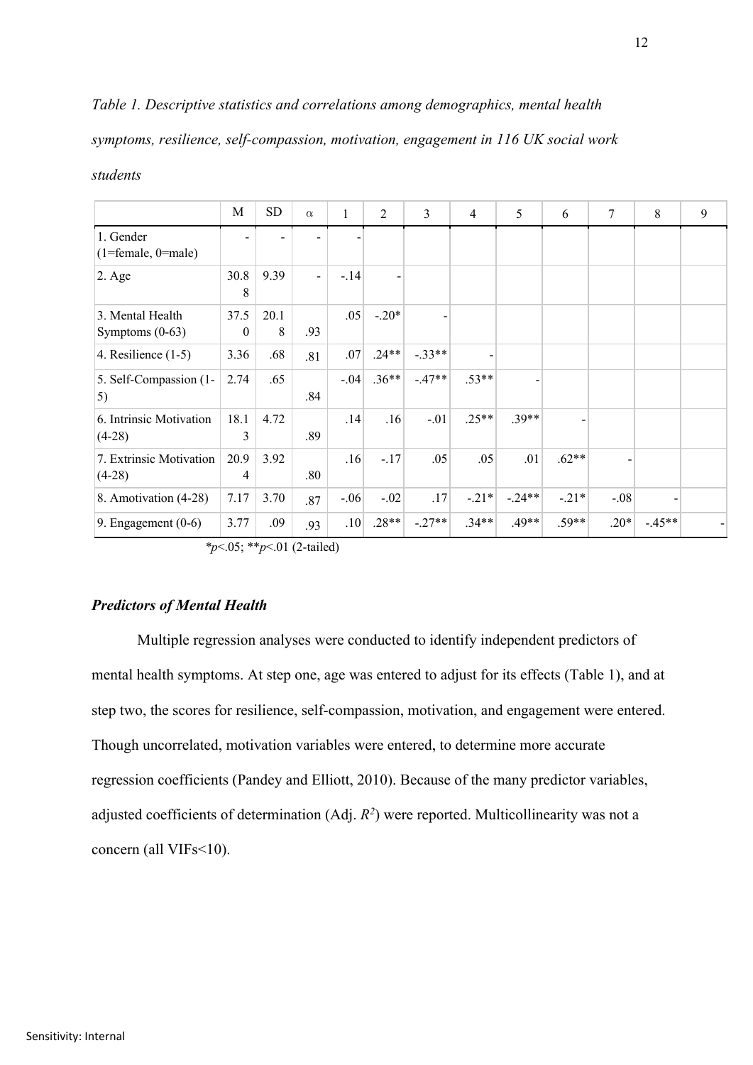*Table 1. Descriptive statistics and correlations among demographics, mental health symptoms, resilience, self-compassion, motivation, engagement in 116 UK social work students*

| | M | SD | α | 1 | 2 | 3 | 4 | 5 | 6 | 7 | 8 | 9 |
|---|---|---|---|---|---|---|---|---|---|---|---|---|
| 1. Gender (1=female, 0=male) | - | - | - | - | | | | | | | | |
| 2. Age | 30.88 | 9.39 | - | -.14 | - | | | | | | | |
| 3. Mental Health Symptoms (0-63) | 37.50 | 20.18 | .93 | .05 | -.20* | - | | | | | | |
| 4. Resilience (1-5) | 3.36 | .68 | .81 | .07 | .24** | -.33** | - | | | | | |
| 5. Self-Compassion (1-5) | 2.74 | .65 | .84 | -.04 | .36** | -.47** | .53** | - | | | | |
| 6. Intrinsic Motivation (4-28) | 18.13 | 4.72 | .89 | .14 | .16 | -.01 | .25** | .39** | - | | | |
| 7. Extrinsic Motivation (4-28) | 20.94 | 3.92 | .80 | .16 | -.17 | .05 | .05 | .01 | .62** | - | | |
| 8. Amotivation (4-28) | 7.17 | 3.70 | .87 | -.06 | -.02 | .17 | -.21* | -.24** | -.21* | -.08 | - | |
| 9. Engagement (0-6) | 3.77 | .09 | .93 | .10 | .28** | -.27** | .34** | .49** | .59** | .20* | -.45** | - |

*$p$<.05; **$p$<.01 (2-tailed)

### *Predictors of Mental Health*

Multiple regression analyses were conducted to identify independent predictors of mental health symptoms. At step one, age was entered to adjust for its effects (Table 1), and at step two, the scores for resilience, self-compassion, motivation, and engagement were entered. Though uncorrelated, motivation variables were entered, to determine more accurate regression coefficients (Pandey and Elliott, 2010). Because of the many predictor variables, adjusted coefficients of determination (Adj. $R^2$) were reported. Multicollinearity was not a concern (all VIFs<10).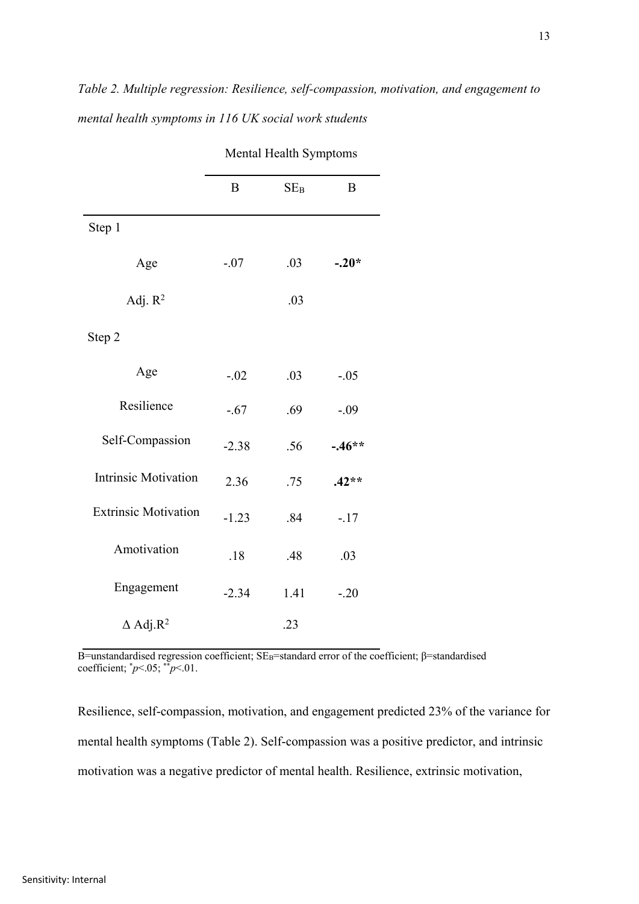*Table 2. Multiple regression: Resilience, self-compassion, motivation, and engagement to mental health symptoms in 116 UK social work students*

| | Mental Health Symptoms | | |
|---|---|---|---|
| | B | $SE_B$ | Β |
| Step 1 | | | |
| Age | -.07 | .03 | **-.20*** |
| Adj. $R^2$ | | .03 | |
| Step 2 | | | |
| Age | -.02 | .03 | -.05 |
| Resilience | -.67 | .69 | -.09 |
| Self-Compassion | -2.38 | .56 | **-.46**** |
| Intrinsic Motivation | 2.36 | .75 | **.42**** |
| Extrinsic Motivation | -1.23 | .84 | -.17 |
| Amotivation | .18 | .48 | .03 |
| Engagement | -2.34 | 1.41 | -.20 |
| Δ Adj.$R^2$ | | .23 | |

B=unstandardised regression coefficient; $SE_B$=standard error of the coefficient; β=standardised coefficient; $^{*}p<.05$; $^{**}p<.01$.

Resilience, self-compassion, motivation, and engagement predicted 23% of the variance for mental health symptoms (Table 2). Self-compassion was a positive predictor, and intrinsic motivation was a negative predictor of mental health. Resilience, extrinsic motivation,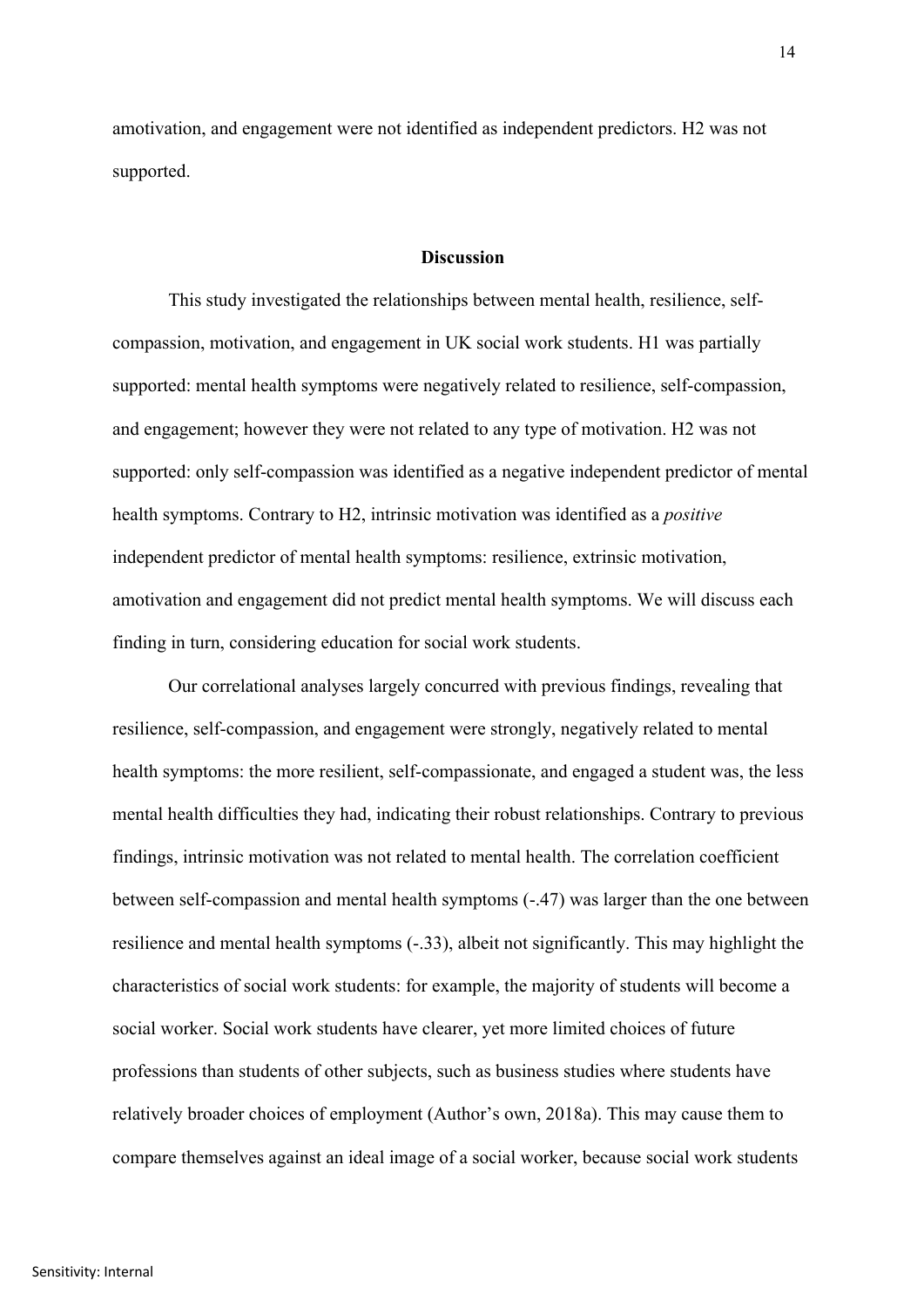amotivation, and engagement were not identified as independent predictors. H2 was not supported.

## Discussion

This study investigated the relationships between mental health, resilience, self-compassion, motivation, and engagement in UK social work students. H1 was partially supported: mental health symptoms were negatively related to resilience, self-compassion, and engagement; however they were not related to any type of motivation. H2 was not supported: only self-compassion was identified as a negative independent predictor of mental health symptoms. Contrary to H2, intrinsic motivation was identified as a *positive* independent predictor of mental health symptoms: resilience, extrinsic motivation, amotivation and engagement did not predict mental health symptoms. We will discuss each finding in turn, considering education for social work students.

Our correlational analyses largely concurred with previous findings, revealing that resilience, self-compassion, and engagement were strongly, negatively related to mental health symptoms: the more resilient, self-compassionate, and engaged a student was, the less mental health difficulties they had, indicating their robust relationships. Contrary to previous findings, intrinsic motivation was not related to mental health. The correlation coefficient between self-compassion and mental health symptoms (-.47) was larger than the one between resilience and mental health symptoms (-.33), albeit not significantly. This may highlight the characteristics of social work students: for example, the majority of students will become a social worker. Social work students have clearer, yet more limited choices of future professions than students of other subjects, such as business studies where students have relatively broader choices of employment (Author's own, 2018a). This may cause them to compare themselves against an ideal image of a social worker, because social work students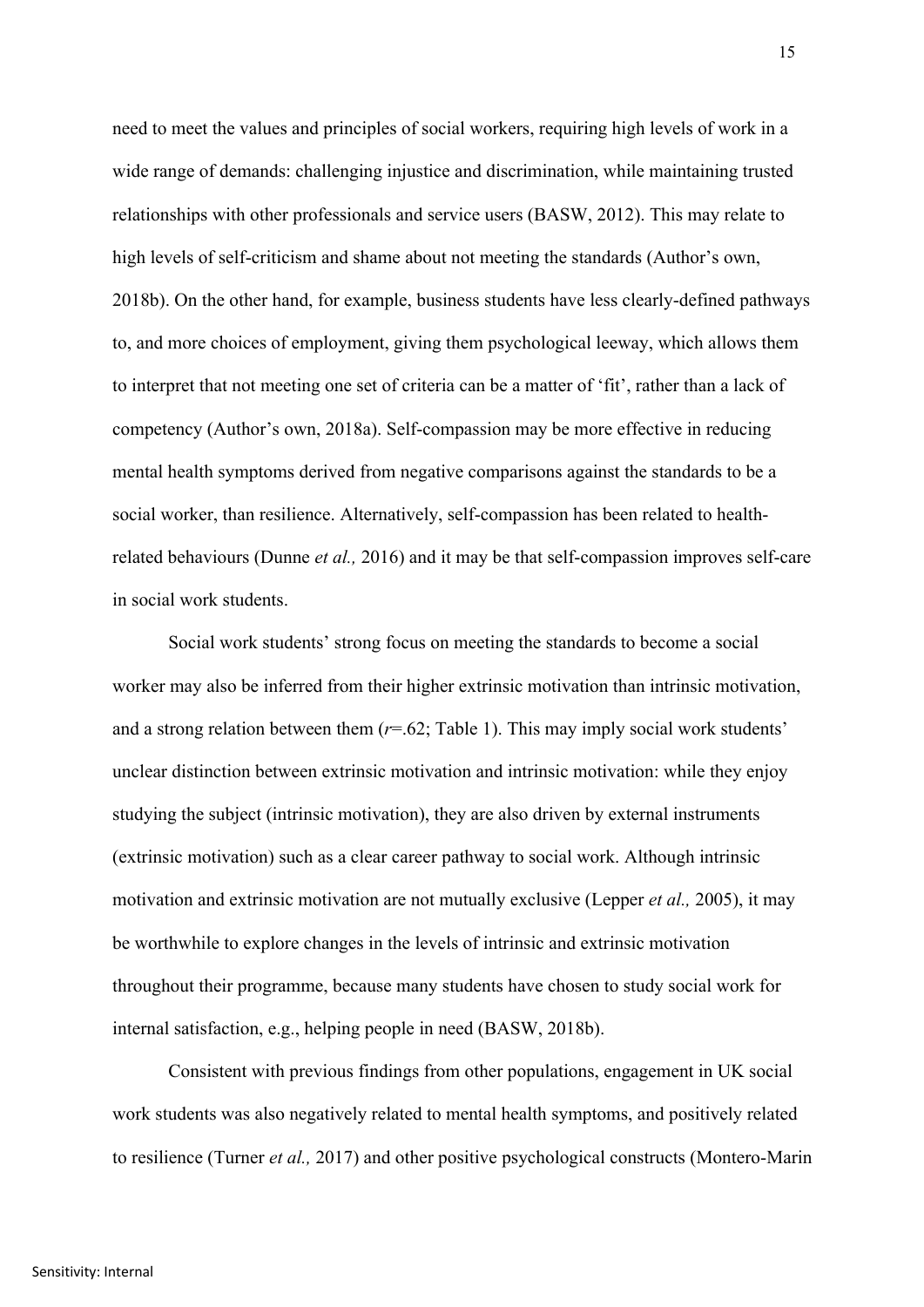need to meet the values and principles of social workers, requiring high levels of work in a wide range of demands: challenging injustice and discrimination, while maintaining trusted relationships with other professionals and service users (BASW, 2012). This may relate to high levels of self-criticism and shame about not meeting the standards (Author's own, 2018b). On the other hand, for example, business students have less clearly-defined pathways to, and more choices of employment, giving them psychological leeway, which allows them to interpret that not meeting one set of criteria can be a matter of 'fit', rather than a lack of competency (Author's own, 2018a). Self-compassion may be more effective in reducing mental health symptoms derived from negative comparisons against the standards to be a social worker, than resilience. Alternatively, self-compassion has been related to health-related behaviours (Dunne *et al.,* 2016) and it may be that self-compassion improves self-care in social work students.

Social work students' strong focus on meeting the standards to become a social worker may also be inferred from their higher extrinsic motivation than intrinsic motivation, and a strong relation between them ($r$=.62; Table 1). This may imply social work students' unclear distinction between extrinsic motivation and intrinsic motivation: while they enjoy studying the subject (intrinsic motivation), they are also driven by external instruments (extrinsic motivation) such as a clear career pathway to social work. Although intrinsic motivation and extrinsic motivation are not mutually exclusive (Lepper *et al.,* 2005), it may be worthwhile to explore changes in the levels of intrinsic and extrinsic motivation throughout their programme, because many students have chosen to study social work for internal satisfaction, e.g., helping people in need (BASW, 2018b).

Consistent with previous findings from other populations, engagement in UK social work students was also negatively related to mental health symptoms, and positively related to resilience (Turner *et al.,* 2017) and other positive psychological constructs (Montero-Marin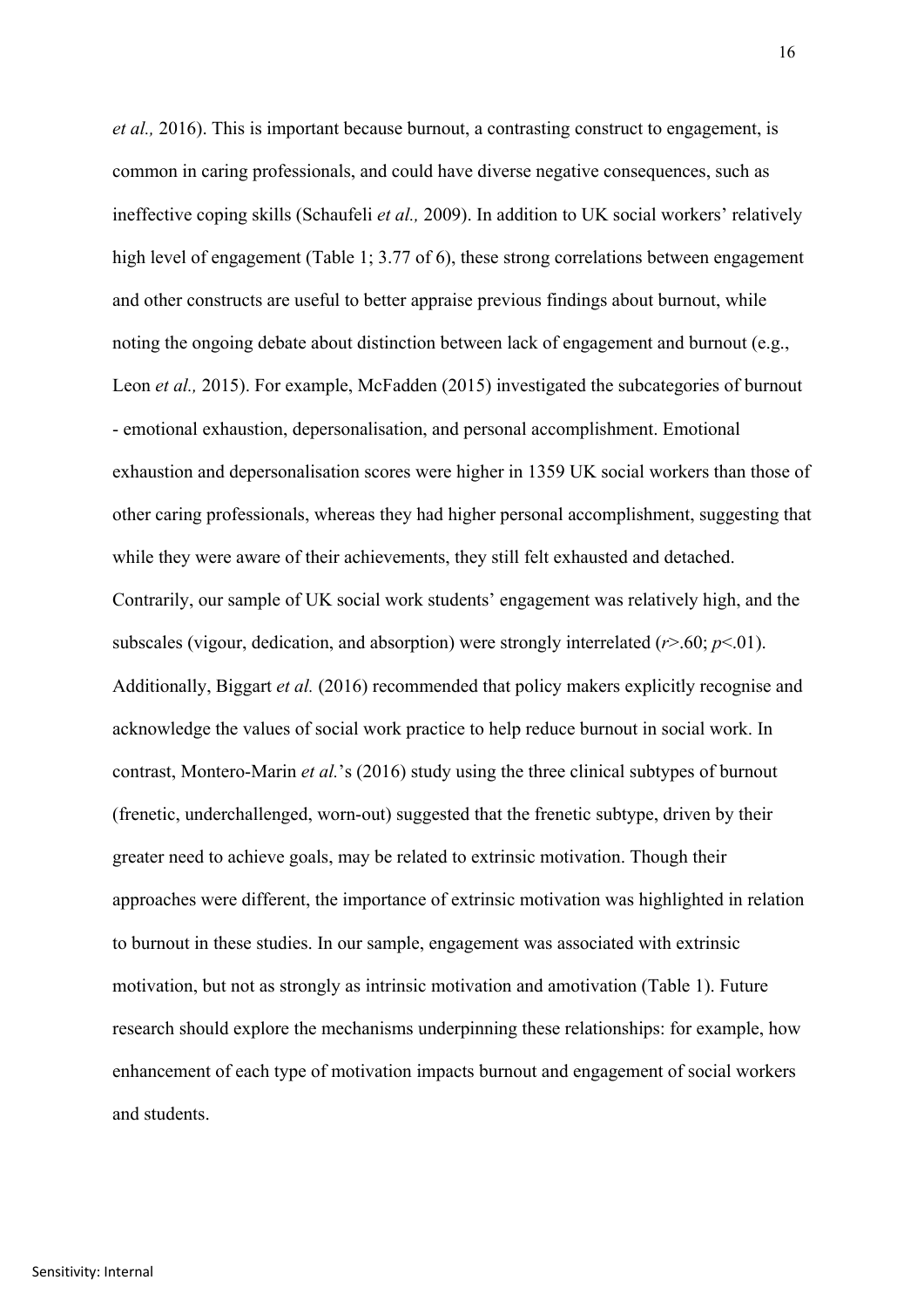*et al.,* 2016). This is important because burnout, a contrasting construct to engagement, is common in caring professionals, and could have diverse negative consequences, such as ineffective coping skills (Schaufeli *et al.,* 2009). In addition to UK social workers' relatively high level of engagement (Table 1; 3.77 of 6), these strong correlations between engagement and other constructs are useful to better appraise previous findings about burnout, while noting the ongoing debate about distinction between lack of engagement and burnout (e.g., Leon *et al.,* 2015). For example, McFadden (2015) investigated the subcategories of burnout - emotional exhaustion, depersonalisation, and personal accomplishment. Emotional exhaustion and depersonalisation scores were higher in 1359 UK social workers than those of other caring professionals, whereas they had higher personal accomplishment, suggesting that while they were aware of their achievements, they still felt exhausted and detached. Contrarily, our sample of UK social work students' engagement was relatively high, and the subscales (vigour, dedication, and absorption) were strongly interrelated ($r>.60$; $p<.01$). Additionally, Biggart *et al.* (2016) recommended that policy makers explicitly recognise and acknowledge the values of social work practice to help reduce burnout in social work. In contrast, Montero-Marin *et al.*'s (2016) study using the three clinical subtypes of burnout (frenetic, underchallenged, worn-out) suggested that the frenetic subtype, driven by their greater need to achieve goals, may be related to extrinsic motivation. Though their approaches were different, the importance of extrinsic motivation was highlighted in relation to burnout in these studies. In our sample, engagement was associated with extrinsic motivation, but not as strongly as intrinsic motivation and amotivation (Table 1). Future research should explore the mechanisms underpinning these relationships: for example, how enhancement of each type of motivation impacts burnout and engagement of social workers and students.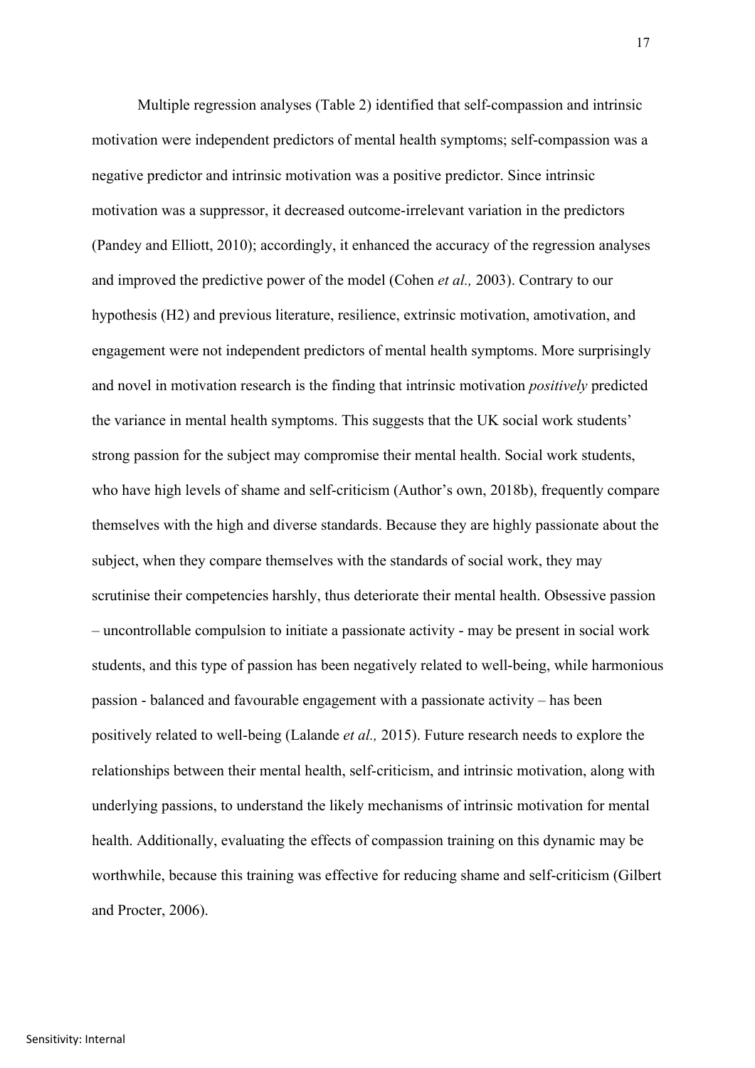Multiple regression analyses (Table 2) identified that self-compassion and intrinsic motivation were independent predictors of mental health symptoms; self-compassion was a negative predictor and intrinsic motivation was a positive predictor. Since intrinsic motivation was a suppressor, it decreased outcome-irrelevant variation in the predictors (Pandey and Elliott, 2010); accordingly, it enhanced the accuracy of the regression analyses and improved the predictive power of the model (Cohen *et al.,* 2003). Contrary to our hypothesis (H2) and previous literature, resilience, extrinsic motivation, amotivation, and engagement were not independent predictors of mental health symptoms. More surprisingly and novel in motivation research is the finding that intrinsic motivation *positively* predicted the variance in mental health symptoms. This suggests that the UK social work students' strong passion for the subject may compromise their mental health. Social work students, who have high levels of shame and self-criticism (Author's own, 2018b), frequently compare themselves with the high and diverse standards. Because they are highly passionate about the subject, when they compare themselves with the standards of social work, they may scrutinise their competencies harshly, thus deteriorate their mental health. Obsessive passion – uncontrollable compulsion to initiate a passionate activity - may be present in social work students, and this type of passion has been negatively related to well-being, while harmonious passion - balanced and favourable engagement with a passionate activity – has been positively related to well-being (Lalande *et al.,* 2015). Future research needs to explore the relationships between their mental health, self-criticism, and intrinsic motivation, along with underlying passions, to understand the likely mechanisms of intrinsic motivation for mental health. Additionally, evaluating the effects of compassion training on this dynamic may be worthwhile, because this training was effective for reducing shame and self-criticism (Gilbert and Procter, 2006).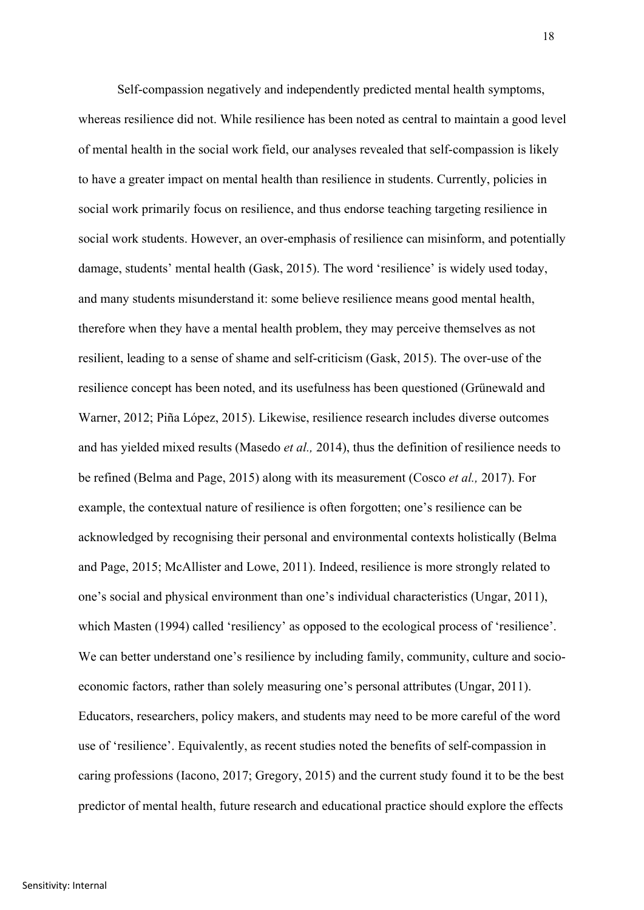Self-compassion negatively and independently predicted mental health symptoms, whereas resilience did not. While resilience has been noted as central to maintain a good level of mental health in the social work field, our analyses revealed that self-compassion is likely to have a greater impact on mental health than resilience in students. Currently, policies in social work primarily focus on resilience, and thus endorse teaching targeting resilience in social work students. However, an over-emphasis of resilience can misinform, and potentially damage, students' mental health (Gask, 2015). The word 'resilience' is widely used today, and many students misunderstand it: some believe resilience means good mental health, therefore when they have a mental health problem, they may perceive themselves as not resilient, leading to a sense of shame and self-criticism (Gask, 2015). The over-use of the resilience concept has been noted, and its usefulness has been questioned (Grünewald and Warner, 2012; Piña López, 2015). Likewise, resilience research includes diverse outcomes and has yielded mixed results (Masedo *et al.,* 2014), thus the definition of resilience needs to be refined (Belma and Page, 2015) along with its measurement (Cosco *et al.,* 2017). For example, the contextual nature of resilience is often forgotten; one's resilience can be acknowledged by recognising their personal and environmental contexts holistically (Belma and Page, 2015; McAllister and Lowe, 2011). Indeed, resilience is more strongly related to one's social and physical environment than one's individual characteristics (Ungar, 2011), which Masten (1994) called 'resiliency' as opposed to the ecological process of 'resilience'. We can better understand one's resilience by including family, community, culture and socio-economic factors, rather than solely measuring one's personal attributes (Ungar, 2011). Educators, researchers, policy makers, and students may need to be more careful of the word use of 'resilience'. Equivalently, as recent studies noted the benefits of self-compassion in caring professions (Iacono, 2017; Gregory, 2015) and the current study found it to be the best predictor of mental health, future research and educational practice should explore the effects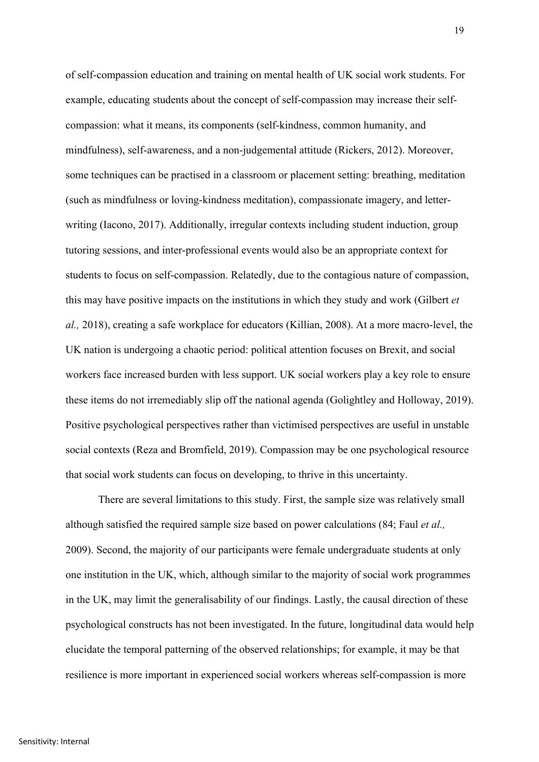of self-compassion education and training on mental health of UK social work students. For example, educating students about the concept of self-compassion may increase their self-compassion: what it means, its components (self-kindness, common humanity, and mindfulness), self-awareness, and a non-judgemental attitude (Rickers, 2012). Moreover, some techniques can be practised in a classroom or placement setting: breathing, meditation (such as mindfulness or loving-kindness meditation), compassionate imagery, and letter-writing (Iacono, 2017). Additionally, irregular contexts including student induction, group tutoring sessions, and inter-professional events would also be an appropriate context for students to focus on self-compassion. Relatedly, due to the contagious nature of compassion, this may have positive impacts on the institutions in which they study and work (Gilbert *et al.,* 2018), creating a safe workplace for educators (Killian, 2008). At a more macro-level, the UK nation is undergoing a chaotic period: political attention focuses on Brexit, and social workers face increased burden with less support. UK social workers play a key role to ensure these items do not irremediably slip off the national agenda (Golightley and Holloway, 2019). Positive psychological perspectives rather than victimised perspectives are useful in unstable social contexts (Reza and Bromfield, 2019). Compassion may be one psychological resource that social work students can focus on developing, to thrive in this uncertainty.

There are several limitations to this study. First, the sample size was relatively small although satisfied the required sample size based on power calculations (84; Faul *et al.,* 2009). Second, the majority of our participants were female undergraduate students at only one institution in the UK, which, although similar to the majority of social work programmes in the UK, may limit the generalisability of our findings. Lastly, the causal direction of these psychological constructs has not been investigated. In the future, longitudinal data would help elucidate the temporal patterning of the observed relationships; for example, it may be that resilience is more important in experienced social workers whereas self-compassion is more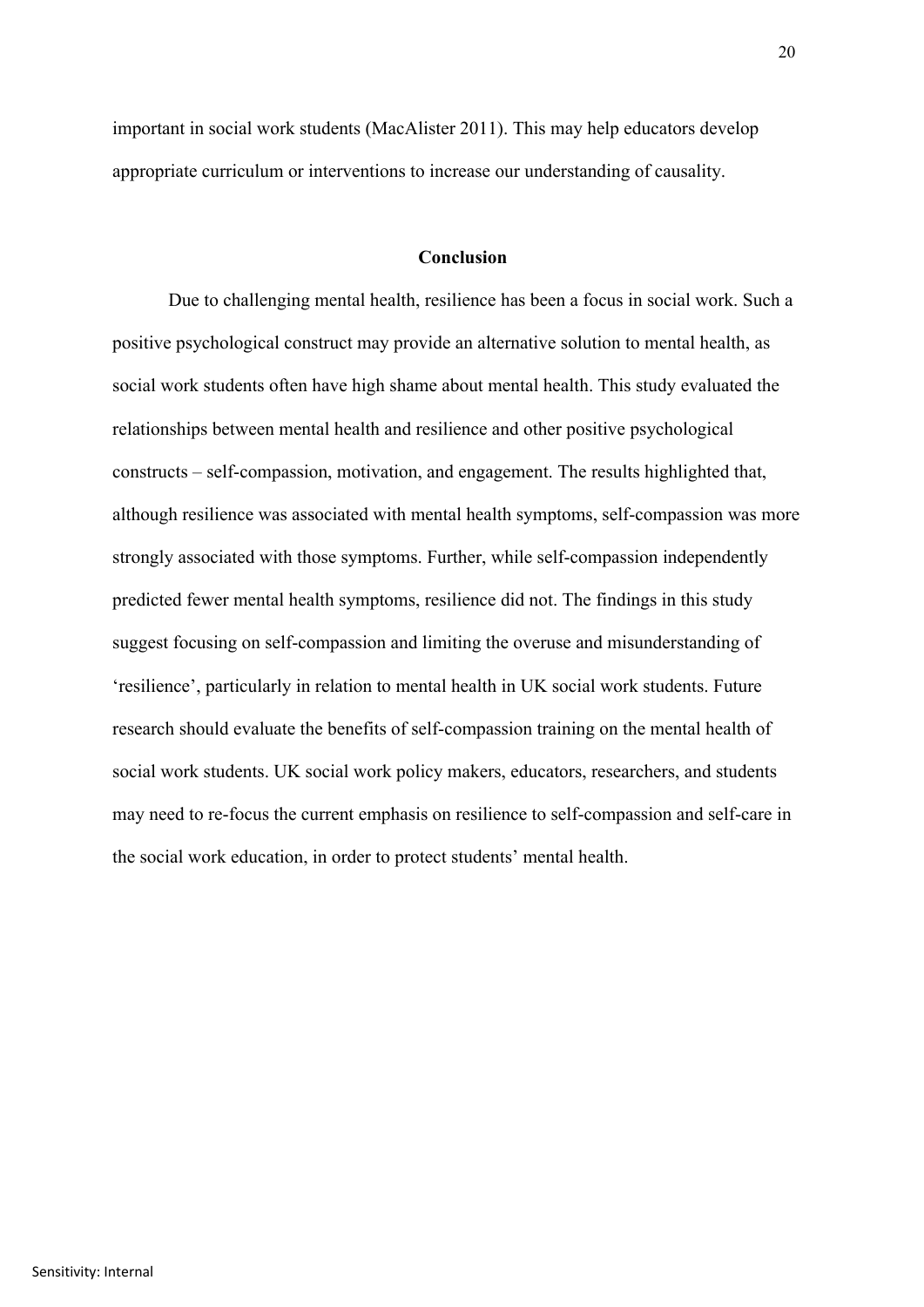important in social work students (MacAlister 2011). This may help educators develop appropriate curriculum or interventions to increase our understanding of causality.

## Conclusion

Due to challenging mental health, resilience has been a focus in social work. Such a positive psychological construct may provide an alternative solution to mental health, as social work students often have high shame about mental health. This study evaluated the relationships between mental health and resilience and other positive psychological constructs – self-compassion, motivation, and engagement. The results highlighted that, although resilience was associated with mental health symptoms, self-compassion was more strongly associated with those symptoms. Further, while self-compassion independently predicted fewer mental health symptoms, resilience did not. The findings in this study suggest focusing on self-compassion and limiting the overuse and misunderstanding of 'resilience', particularly in relation to mental health in UK social work students. Future research should evaluate the benefits of self-compassion training on the mental health of social work students. UK social work policy makers, educators, researchers, and students may need to re-focus the current emphasis on resilience to self-compassion and self-care in the social work education, in order to protect students' mental health.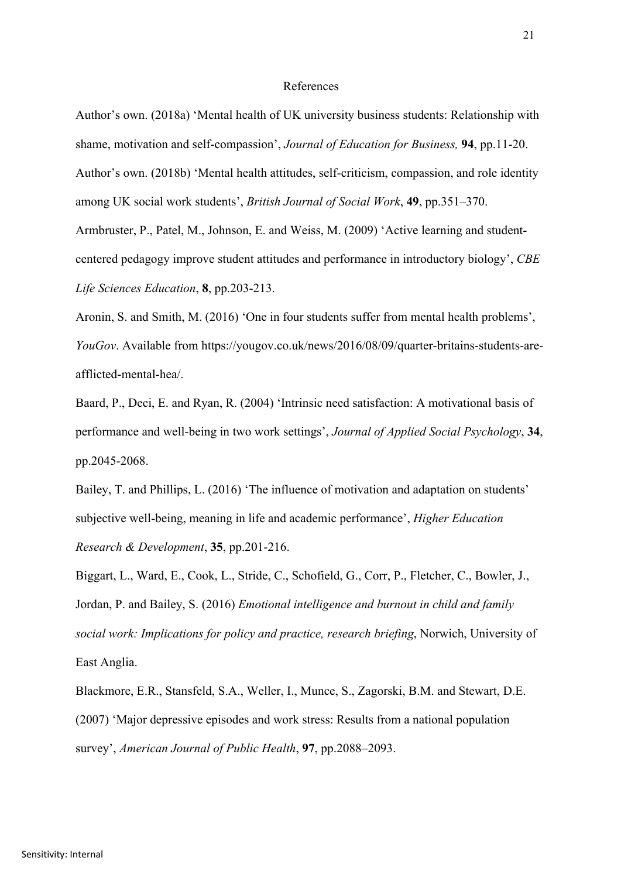# References

Author's own. (2018a) 'Mental health of UK university business students: Relationship with shame, motivation and self-compassion', *Journal of Education for Business,* **94**, pp.11-20.

Author's own. (2018b) 'Mental health attitudes, self-criticism, compassion, and role identity among UK social work students', *British Journal of Social Work*, **49**, pp.351–370.

Armbruster, P., Patel, M., Johnson, E. and Weiss, M. (2009) 'Active learning and student-centered pedagogy improve student attitudes and performance in introductory biology', *CBE Life Sciences Education*, **8**, pp.203-213.

Aronin, S. and Smith, M. (2016) 'One in four students suffer from mental health problems', *YouGov*. Available from https://yougov.co.uk/news/2016/08/09/quarter-britains-students-are-afflicted-mental-hea/.

Baard, P., Deci, E. and Ryan, R. (2004) 'Intrinsic need satisfaction: A motivational basis of performance and well-being in two work settings', *Journal of Applied Social Psychology*, **34**, pp.2045-2068.

Bailey, T. and Phillips, L. (2016) 'The influence of motivation and adaptation on students' subjective well-being, meaning in life and academic performance', *Higher Education Research & Development*, **35**, pp.201-216.

Biggart, L., Ward, E., Cook, L., Stride, C., Schofield, G., Corr, P., Fletcher, C., Bowler, J., Jordan, P. and Bailey, S. (2016) *Emotional intelligence and burnout in child and family social work: Implications for policy and practice, research briefing*, Norwich, University of East Anglia.

Blackmore, E.R., Stansfeld, S.A., Weller, I., Munce, S., Zagorski, B.M. and Stewart, D.E. (2007) 'Major depressive episodes and work stress: Results from a national population survey', *American Journal of Public Health*, **97**, pp.2088–2093.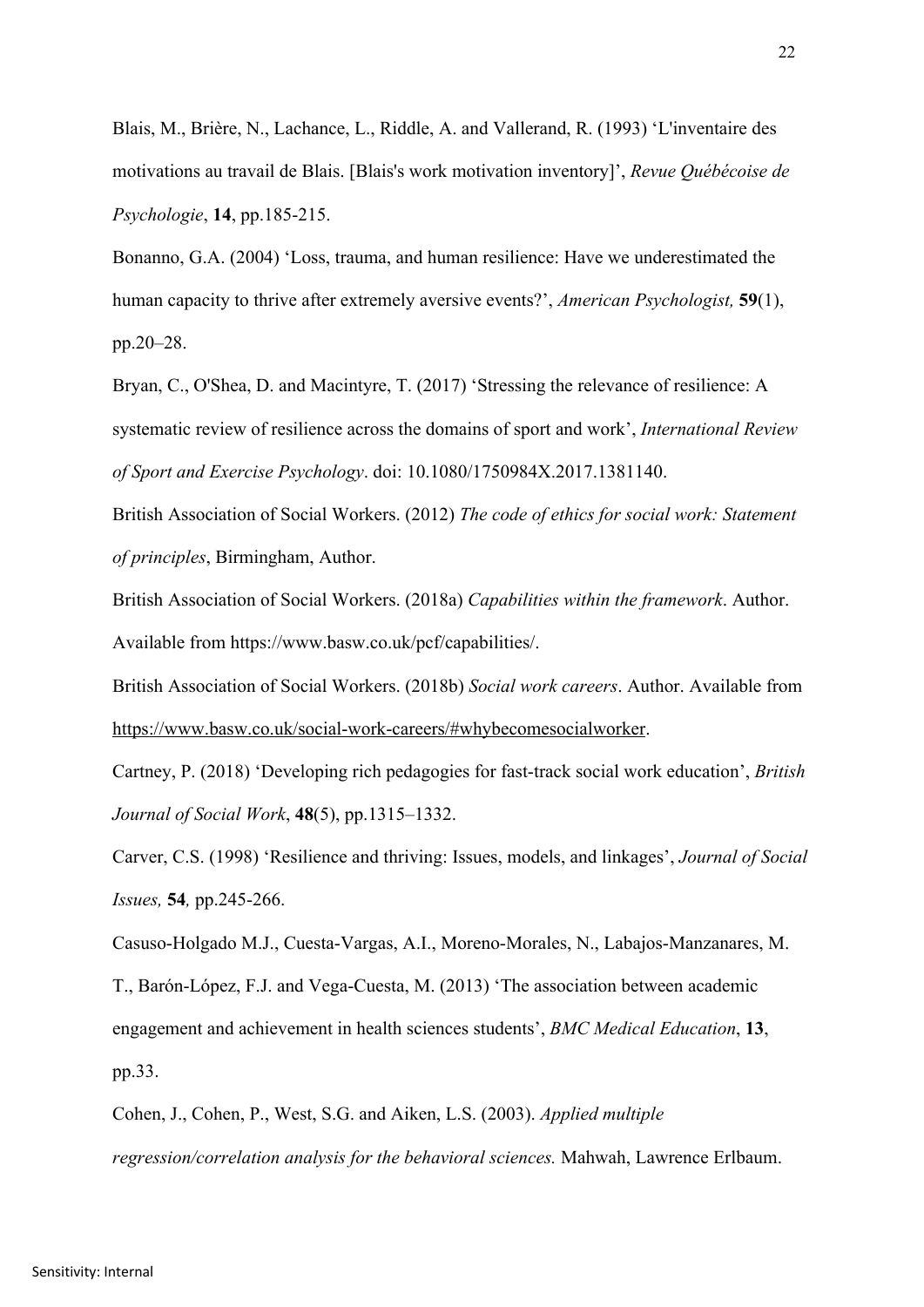Blais, M., Brière, N., Lachance, L., Riddle, A. and Vallerand, R. (1993) 'L'inventaire des motivations au travail de Blais. [Blais's work motivation inventory]', *Revue Québécoise de Psychologie*, **14**, pp.185-215.

Bonanno, G.A. (2004) 'Loss, trauma, and human resilience: Have we underestimated the human capacity to thrive after extremely aversive events?', *American Psychologist,* **59**(1), pp.20–28.

Bryan, C., O'Shea, D. and Macintyre, T. (2017) 'Stressing the relevance of resilience: A systematic review of resilience across the domains of sport and work', *International Review of Sport and Exercise Psychology*. doi: 10.1080/1750984X.2017.1381140.

British Association of Social Workers. (2012) *The code of ethics for social work: Statement of principles*, Birmingham, Author.

British Association of Social Workers. (2018a) *Capabilities within the framework*. Author. Available from https://www.basw.co.uk/pcf/capabilities/.

British Association of Social Workers. (2018b) *Social work careers*. Author. Available from https://www.basw.co.uk/social-work-careers/#whybecomesocialworker.

Cartney, P. (2018) 'Developing rich pedagogies for fast-track social work education', *British Journal of Social Work*, **48**(5), pp.1315–1332.

Carver, C.S. (1998) 'Resilience and thriving: Issues, models, and linkages', *Journal of Social Issues,* **54***,* pp.245-266.

Casuso-Holgado M.J., Cuesta-Vargas, A.I., Moreno-Morales, N., Labajos-Manzanares, M. T., Barón-López, F.J. and Vega-Cuesta, M. (2013) 'The association between academic engagement and achievement in health sciences students', *BMC Medical Education*, **13**, pp.33.

Cohen, J., Cohen, P., West, S.G. and Aiken, L.S. (2003). *Applied multiple regression/correlation analysis for the behavioral sciences.* Mahwah, Lawrence Erlbaum.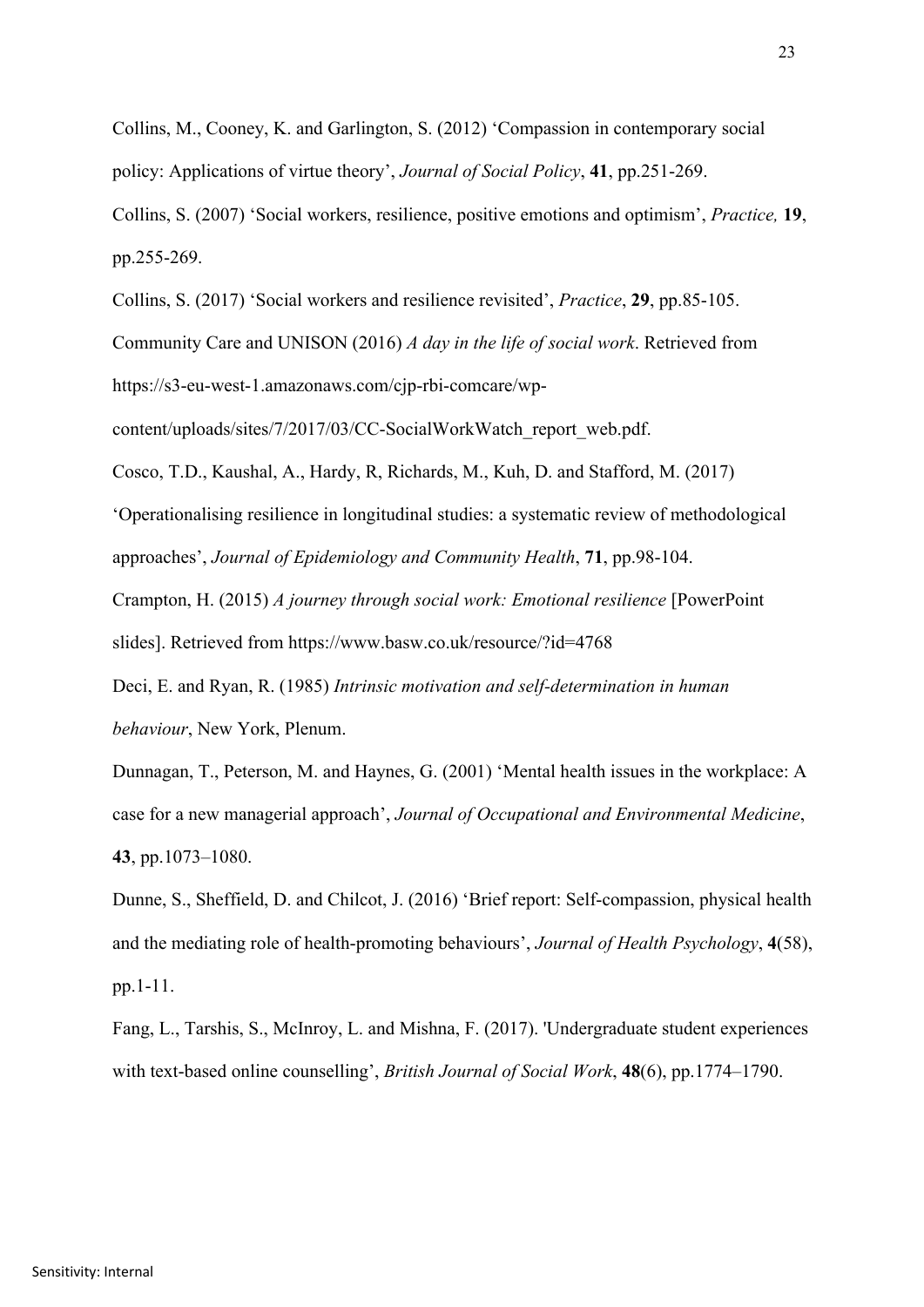Collins, M., Cooney, K. and Garlington, S. (2012) 'Compassion in contemporary social policy: Applications of virtue theory', *Journal of Social Policy*, **41**, pp.251-269.

Collins, S. (2007) 'Social workers, resilience, positive emotions and optimism', *Practice,* **19**, pp.255-269.

Collins, S. (2017) 'Social workers and resilience revisited', *Practice*, **29**, pp.85-105.

Community Care and UNISON (2016) *A day in the life of social work*. Retrieved from https://s3-eu-west-1.amazonaws.com/cjp-rbi-comcare/wp-content/uploads/sites/7/2017/03/CC-SocialWorkWatch_report_web.pdf.

Cosco, T.D., Kaushal, A., Hardy, R, Richards, M., Kuh, D. and Stafford, M. (2017) 'Operationalising resilience in longitudinal studies: a systematic review of methodological approaches', *Journal of Epidemiology and Community Health*, **71**, pp.98-104.

Crampton, H. (2015) *A journey through social work: Emotional resilience* [PowerPoint slides]. Retrieved from https://www.basw.co.uk/resource/?id=4768

Deci, E. and Ryan, R. (1985) *Intrinsic motivation and self-determination in human behaviour*, New York, Plenum.

Dunnagan, T., Peterson, M. and Haynes, G. (2001) 'Mental health issues in the workplace: A case for a new managerial approach', *Journal of Occupational and Environmental Medicine*, **43**, pp.1073–1080.

Dunne, S., Sheffield, D. and Chilcot, J. (2016) 'Brief report: Self-compassion, physical health and the mediating role of health-promoting behaviours', *Journal of Health Psychology*, **4**(58), pp.1-11.

Fang, L., Tarshis, S., McInroy, L. and Mishna, F. (2017). 'Undergraduate student experiences with text-based online counselling', *British Journal of Social Work*, **48**(6), pp.1774–1790.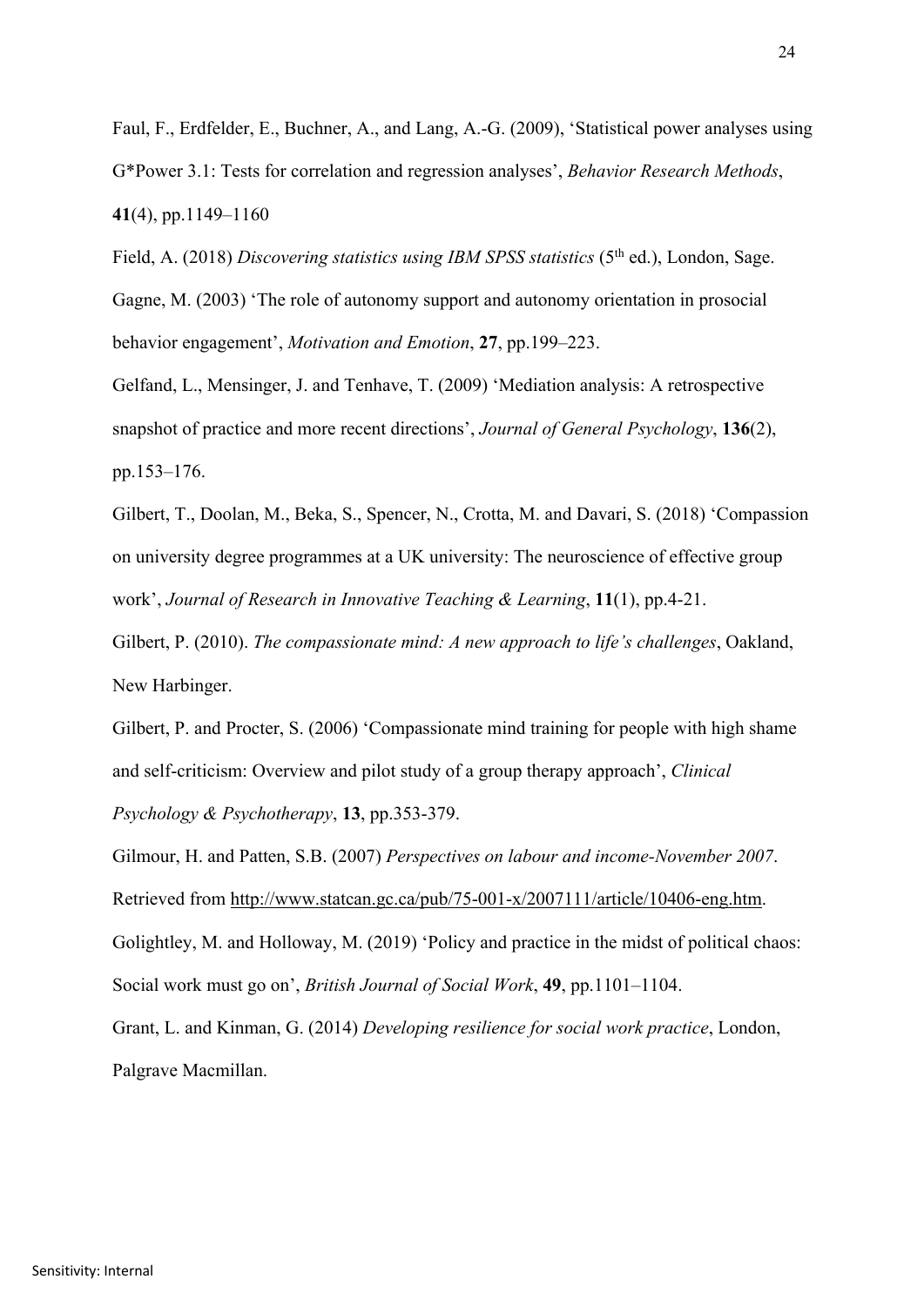Faul, F., Erdfelder, E., Buchner, A., and Lang, A.-G. (2009), 'Statistical power analyses using G*Power 3.1: Tests for correlation and regression analyses', *Behavior Research Methods*, **41**(4), pp.1149–1160

Field, A. (2018) *Discovering statistics using IBM SPSS statistics* (5th ed.), London, Sage.

Gagne, M. (2003) 'The role of autonomy support and autonomy orientation in prosocial behavior engagement', *Motivation and Emotion*, **27**, pp.199–223.

Gelfand, L., Mensinger, J. and Tenhave, T. (2009) 'Mediation analysis: A retrospective snapshot of practice and more recent directions', *Journal of General Psychology*, **136**(2), pp.153–176.

Gilbert, T., Doolan, M., Beka, S., Spencer, N., Crotta, M. and Davari, S. (2018) 'Compassion on university degree programmes at a UK university: The neuroscience of effective group work', *Journal of Research in Innovative Teaching & Learning*, **11**(1), pp.4-21.

Gilbert, P. (2010). *The compassionate mind: A new approach to life's challenges*, Oakland, New Harbinger.

Gilbert, P. and Procter, S. (2006) 'Compassionate mind training for people with high shame and self-criticism: Overview and pilot study of a group therapy approach', *Clinical Psychology & Psychotherapy*, **13**, pp.353-379.

Gilmour, H. and Patten, S.B. (2007) *Perspectives on labour and income-November 2007*. Retrieved from http://www.statcan.gc.ca/pub/75-001-x/2007111/article/10406-eng.htm.

Golightley, M. and Holloway, M. (2019) 'Policy and practice in the midst of political chaos: Social work must go on', *British Journal of Social Work*, **49**, pp.1101–1104.

Grant, L. and Kinman, G. (2014) *Developing resilience for social work practice*, London, Palgrave Macmillan.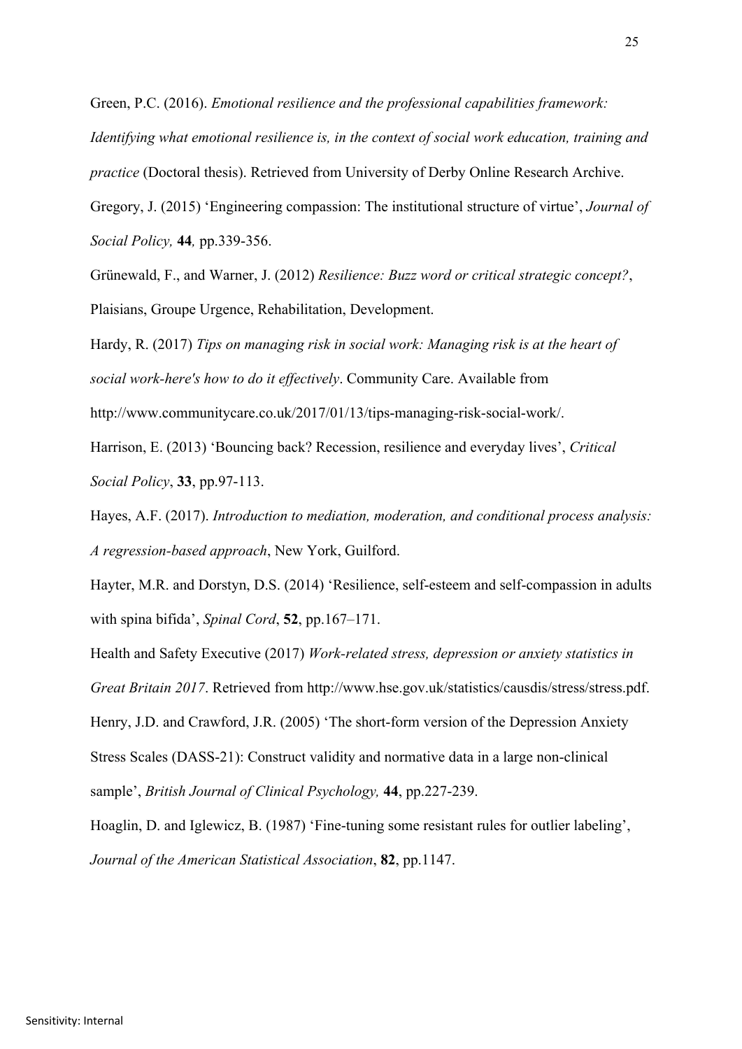Green, P.C. (2016). *Emotional resilience and the professional capabilities framework: Identifying what emotional resilience is, in the context of social work education, training and practice* (Doctoral thesis). Retrieved from University of Derby Online Research Archive.

Gregory, J. (2015) 'Engineering compassion: The institutional structure of virtue', *Journal of Social Policy,* **44***,* pp.339-356.

Grünewald, F., and Warner, J. (2012) *Resilience: Buzz word or critical strategic concept?*, Plaisians, Groupe Urgence, Rehabilitation, Development.

Hardy, R. (2017) *Tips on managing risk in social work: Managing risk is at the heart of social work-here's how to do it effectively*. Community Care. Available from http://www.communitycare.co.uk/2017/01/13/tips-managing-risk-social-work/.

Harrison, E. (2013) 'Bouncing back? Recession, resilience and everyday lives', *Critical Social Policy*, **33**, pp.97-113.

Hayes, A.F. (2017). *Introduction to mediation, moderation, and conditional process analysis: A regression-based approach*, New York, Guilford.

Hayter, M.R. and Dorstyn, D.S. (2014) 'Resilience, self-esteem and self-compassion in adults with spina bifida', *Spinal Cord*, **52**, pp.167–171.

Health and Safety Executive (2017) *Work-related stress, depression or anxiety statistics in Great Britain 2017*. Retrieved from http://www.hse.gov.uk/statistics/causdis/stress/stress.pdf.

Henry, J.D. and Crawford, J.R. (2005) 'The short-form version of the Depression Anxiety Stress Scales (DASS-21): Construct validity and normative data in a large non-clinical sample', *British Journal of Clinical Psychology,* **44**, pp.227-239.

Hoaglin, D. and Iglewicz, B. (1987) 'Fine-tuning some resistant rules for outlier labeling', *Journal of the American Statistical Association*, **82**, pp.1147.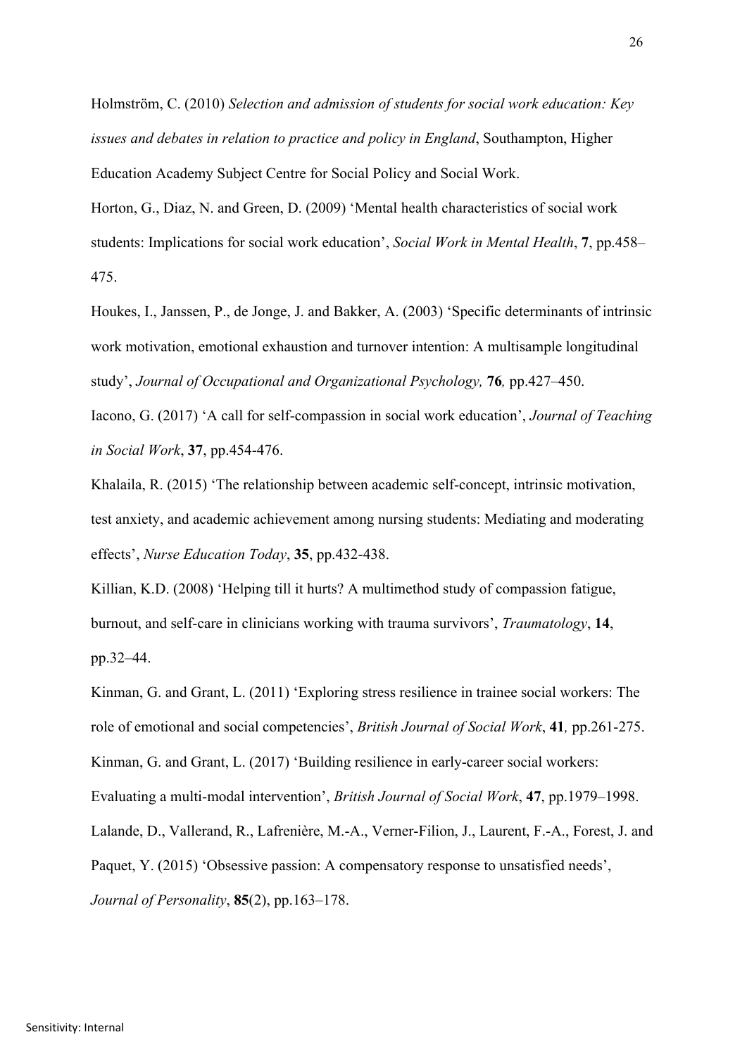Holmström, C. (2010) *Selection and admission of students for social work education: Key issues and debates in relation to practice and policy in England*, Southampton, Higher Education Academy Subject Centre for Social Policy and Social Work.

Horton, G., Diaz, N. and Green, D. (2009) 'Mental health characteristics of social work students: Implications for social work education', *Social Work in Mental Health*, **7**, pp.458–475.

Houkes, I., Janssen, P., de Jonge, J. and Bakker, A. (2003) 'Specific determinants of intrinsic work motivation, emotional exhaustion and turnover intention: A multisample longitudinal study', *Journal of Occupational and Organizational Psychology,* **76***,* pp.427–450.

Iacono, G. (2017) 'A call for self-compassion in social work education', *Journal of Teaching in Social Work*, **37**, pp.454-476.

Khalaila, R. (2015) 'The relationship between academic self-concept, intrinsic motivation, test anxiety, and academic achievement among nursing students: Mediating and moderating effects', *Nurse Education Today*, **35**, pp.432-438.

Killian, K.D. (2008) 'Helping till it hurts? A multimethod study of compassion fatigue, burnout, and self-care in clinicians working with trauma survivors', *Traumatology*, **14**, pp.32–44.

Kinman, G. and Grant, L. (2011) 'Exploring stress resilience in trainee social workers: The role of emotional and social competencies', *British Journal of Social Work*, **41***,* pp.261-275.

Kinman, G. and Grant, L. (2017) 'Building resilience in early-career social workers: Evaluating a multi-modal intervention', *British Journal of Social Work*, **47**, pp.1979–1998.

Lalande, D., Vallerand, R., Lafrenière, M.-A., Verner-Filion, J., Laurent, F.-A., Forest, J. and Paquet, Y. (2015) 'Obsessive passion: A compensatory response to unsatisfied needs', *Journal of Personality*, **85**(2), pp.163–178.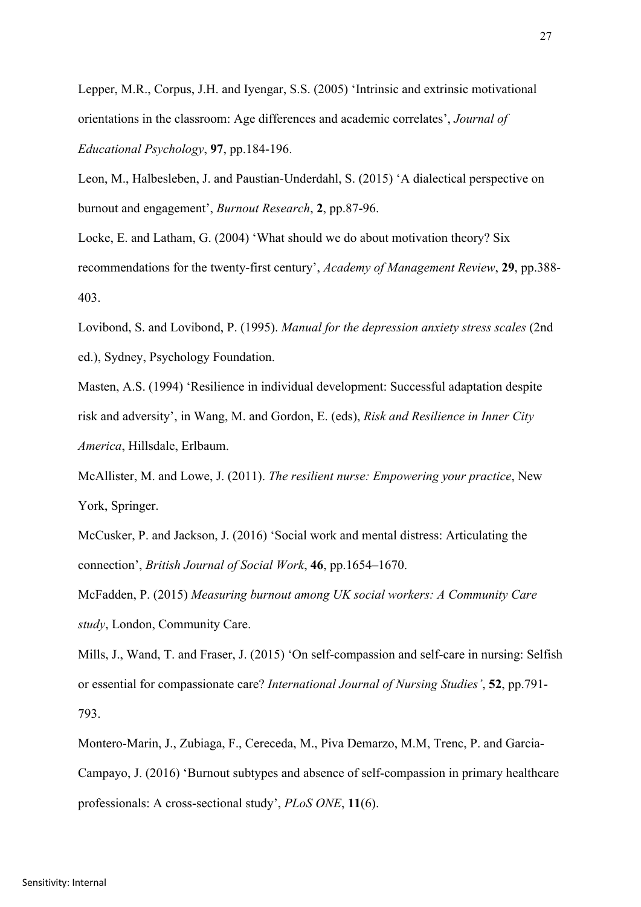Lepper, M.R., Corpus, J.H. and Iyengar, S.S. (2005) 'Intrinsic and extrinsic motivational orientations in the classroom: Age differences and academic correlates', *Journal of Educational Psychology*, **97**, pp.184-196.

Leon, M., Halbesleben, J. and Paustian-Underdahl, S. (2015) 'A dialectical perspective on burnout and engagement', *Burnout Research*, **2**, pp.87-96.

Locke, E. and Latham, G. (2004) 'What should we do about motivation theory? Six recommendations for the twenty-first century', *Academy of Management Review*, **29**, pp.388-403.

Lovibond, S. and Lovibond, P. (1995). *Manual for the depression anxiety stress scales* (2nd ed.), Sydney, Psychology Foundation.

Masten, A.S. (1994) 'Resilience in individual development: Successful adaptation despite risk and adversity', in Wang, M. and Gordon, E. (eds), *Risk and Resilience in Inner City America*, Hillsdale, Erlbaum.

McAllister, M. and Lowe, J. (2011). *The resilient nurse: Empowering your practice*, New York, Springer.

McCusker, P. and Jackson, J. (2016) 'Social work and mental distress: Articulating the connection', *British Journal of Social Work*, **46**, pp.1654–1670.

McFadden, P. (2015) *Measuring burnout among UK social workers: A Community Care study*, London, Community Care.

Mills, J., Wand, T. and Fraser, J. (2015) 'On self-compassion and self-care in nursing: Selfish or essential for compassionate care? *International Journal of Nursing Studies'*, **52**, pp.791-793.

Montero-Marin, J., Zubiaga, F., Cereceda, M., Piva Demarzo, M.M, Trenc, P. and Garcia-Campayo, J. (2016) 'Burnout subtypes and absence of self-compassion in primary healthcare professionals: A cross-sectional study', *PLoS ONE*, **11**(6).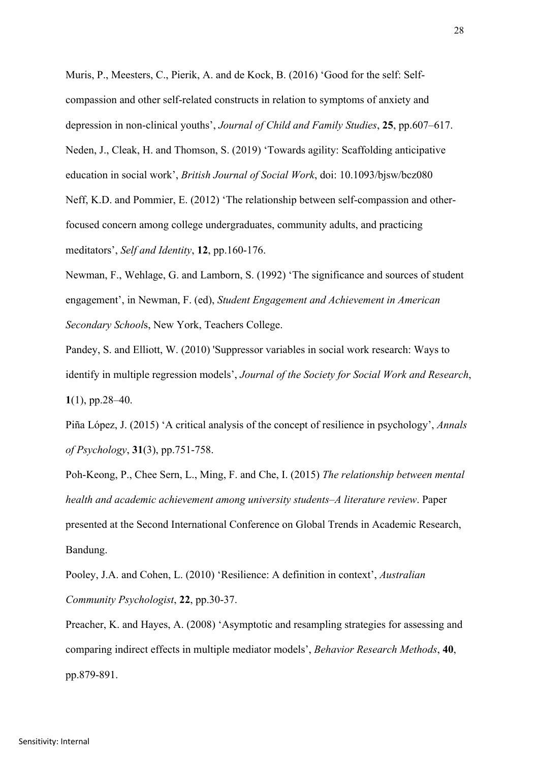Muris, P., Meesters, C., Pierik, A. and de Kock, B. (2016) 'Good for the self: Self-compassion and other self-related constructs in relation to symptoms of anxiety and depression in non-clinical youths', *Journal of Child and Family Studies*, **25**, pp.607–617.

Neden, J., Cleak, H. and Thomson, S. (2019) 'Towards agility: Scaffolding anticipative education in social work', *British Journal of Social Work*, doi: 10.1093/bjsw/bcz080

Neff, K.D. and Pommier, E. (2012) 'The relationship between self-compassion and other-focused concern among college undergraduates, community adults, and practicing meditators', *Self and Identity*, **12**, pp.160-176.

Newman, F., Wehlage, G. and Lamborn, S. (1992) 'The significance and sources of student engagement', in Newman, F. (ed), *Student Engagement and Achievement in American Secondary Schools*, New York, Teachers College.

Pandey, S. and Elliott, W. (2010) 'Suppressor variables in social work research: Ways to identify in multiple regression models', *Journal of the Society for Social Work and Research*, **1**(1), pp.28–40.

Piña López, J. (2015) 'A critical analysis of the concept of resilience in psychology', *Annals of Psychology*, **31**(3), pp.751-758.

Poh-Keong, P., Chee Sern, L., Ming, F. and Che, I. (2015) *The relationship between mental health and academic achievement among university students–A literature review*. Paper presented at the Second International Conference on Global Trends in Academic Research, Bandung.

Pooley, J.A. and Cohen, L. (2010) 'Resilience: A definition in context', *Australian Community Psychologist*, **22**, pp.30-37.

Preacher, K. and Hayes, A. (2008) 'Asymptotic and resampling strategies for assessing and comparing indirect effects in multiple mediator models', *Behavior Research Methods*, **40**, pp.879-891.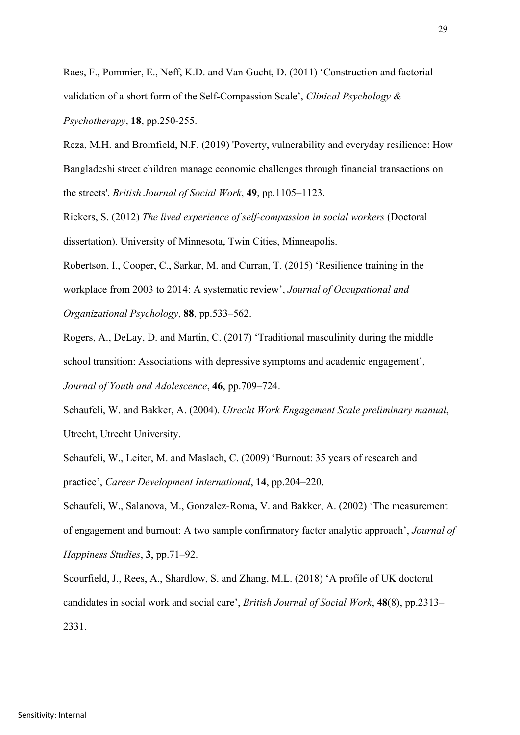Raes, F., Pommier, E., Neff, K.D. and Van Gucht, D. (2011) 'Construction and factorial validation of a short form of the Self-Compassion Scale', *Clinical Psychology & Psychotherapy*, **18**, pp.250-255.

Reza, M.H. and Bromfield, N.F. (2019) 'Poverty, vulnerability and everyday resilience: How Bangladeshi street children manage economic challenges through financial transactions on the streets', *British Journal of Social Work*, **49**, pp.1105–1123.

Rickers, S. (2012) *The lived experience of self-compassion in social workers* (Doctoral dissertation). University of Minnesota, Twin Cities, Minneapolis.

Robertson, I., Cooper, C., Sarkar, M. and Curran, T. (2015) 'Resilience training in the workplace from 2003 to 2014: A systematic review', *Journal of Occupational and Organizational Psychology*, **88**, pp.533–562.

Rogers, A., DeLay, D. and Martin, C. (2017) 'Traditional masculinity during the middle school transition: Associations with depressive symptoms and academic engagement', *Journal of Youth and Adolescence*, **46**, pp.709–724.

Schaufeli, W. and Bakker, A. (2004). *Utrecht Work Engagement Scale preliminary manual*, Utrecht, Utrecht University.

Schaufeli, W., Leiter, M. and Maslach, C. (2009) 'Burnout: 35 years of research and practice', *Career Development International*, **14**, pp.204–220.

Schaufeli, W., Salanova, M., Gonzalez-Roma, V. and Bakker, A. (2002) 'The measurement of engagement and burnout: A two sample confirmatory factor analytic approach', *Journal of Happiness Studies*, **3**, pp.71–92.

Scourfield, J., Rees, A., Shardlow, S. and Zhang, M.L. (2018) 'A profile of UK doctoral candidates in social work and social care', *British Journal of Social Work*, **48**(8), pp.2313–2331.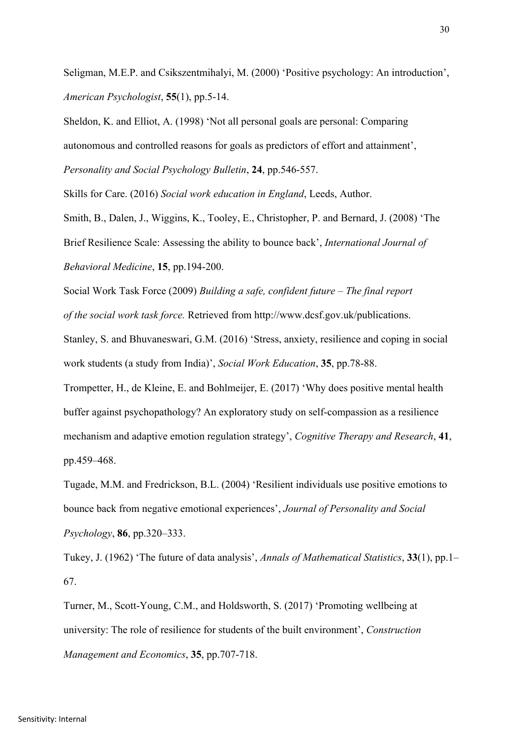Seligman, M.E.P. and Csikszentmihalyi, M. (2000) 'Positive psychology: An introduction', *American Psychologist*, **55**(1), pp.5-14.

Sheldon, K. and Elliot, A. (1998) 'Not all personal goals are personal: Comparing autonomous and controlled reasons for goals as predictors of effort and attainment', *Personality and Social Psychology Bulletin*, **24**, pp.546-557.

Skills for Care. (2016) *Social work education in England*, Leeds, Author.

Smith, B., Dalen, J., Wiggins, K., Tooley, E., Christopher, P. and Bernard, J. (2008) 'The Brief Resilience Scale: Assessing the ability to bounce back', *International Journal of Behavioral Medicine*, **15**, pp.194-200.

Social Work Task Force (2009) *Building a safe, confident future – The final report of the social work task force.* Retrieved from http://www.dcsf.gov.uk/publications.

Stanley, S. and Bhuvaneswari, G.M. (2016) 'Stress, anxiety, resilience and coping in social work students (a study from India)', *Social Work Education*, **35**, pp.78-88.

Trompetter, H., de Kleine, E. and Bohlmeijer, E. (2017) 'Why does positive mental health buffer against psychopathology? An exploratory study on self-compassion as a resilience mechanism and adaptive emotion regulation strategy', *Cognitive Therapy and Research*, **41**, pp.459–468.

Tugade, M.M. and Fredrickson, B.L. (2004) 'Resilient individuals use positive emotions to bounce back from negative emotional experiences', *Journal of Personality and Social Psychology*, **86**, pp.320–333.

Tukey, J. (1962) 'The future of data analysis', *Annals of Mathematical Statistics*, **33**(1), pp.1–67.

Turner, M., Scott-Young, C.M., and Holdsworth, S. (2017) 'Promoting wellbeing at university: The role of resilience for students of the built environment', *Construction Management and Economics*, **35**, pp.707-718.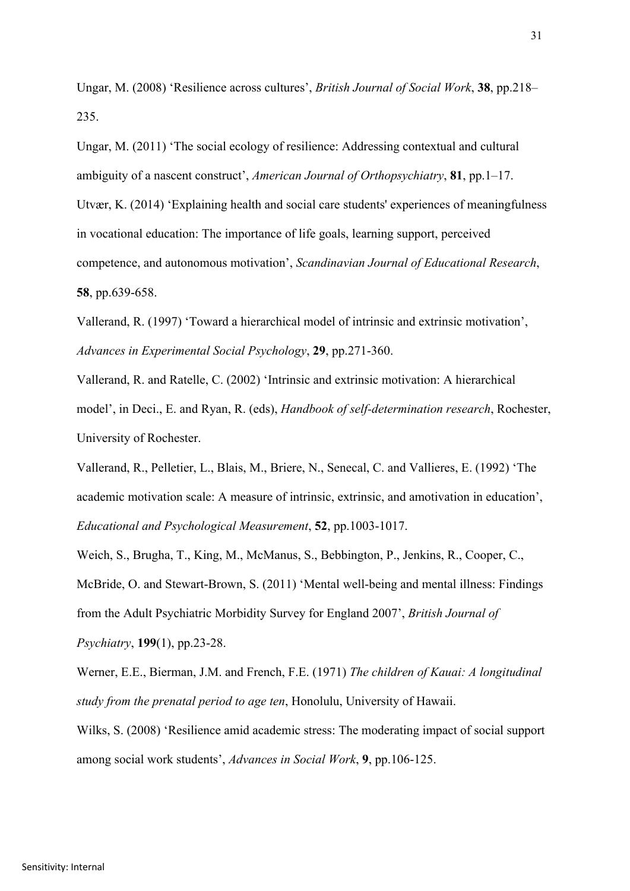Ungar, M. (2008) 'Resilience across cultures', *British Journal of Social Work*, **38**, pp.218–235.

Ungar, M. (2011) 'The social ecology of resilience: Addressing contextual and cultural ambiguity of a nascent construct', *American Journal of Orthopsychiatry*, **81**, pp.1–17.

Utvær, K. (2014) 'Explaining health and social care students' experiences of meaningfulness in vocational education: The importance of life goals, learning support, perceived competence, and autonomous motivation', *Scandinavian Journal of Educational Research*, **58**, pp.639-658.

Vallerand, R. (1997) 'Toward a hierarchical model of intrinsic and extrinsic motivation', *Advances in Experimental Social Psychology*, **29**, pp.271-360.

Vallerand, R. and Ratelle, C. (2002) 'Intrinsic and extrinsic motivation: A hierarchical model', in Deci., E. and Ryan, R. (eds), *Handbook of self-determination research*, Rochester, University of Rochester.

Vallerand, R., Pelletier, L., Blais, M., Briere, N., Senecal, C. and Vallieres, E. (1992) 'The academic motivation scale: A measure of intrinsic, extrinsic, and amotivation in education', *Educational and Psychological Measurement*, **52**, pp.1003-1017.

Weich, S., Brugha, T., King, M., McManus, S., Bebbington, P., Jenkins, R., Cooper, C., McBride, O. and Stewart-Brown, S. (2011) 'Mental well-being and mental illness: Findings from the Adult Psychiatric Morbidity Survey for England 2007', *British Journal of Psychiatry*, **199**(1), pp.23-28.

Werner, E.E., Bierman, J.M. and French, F.E. (1971) *The children of Kauai: A longitudinal study from the prenatal period to age ten*, Honolulu, University of Hawaii.

Wilks, S. (2008) 'Resilience amid academic stress: The moderating impact of social support among social work students', *Advances in Social Work*, **9**, pp.106-125.